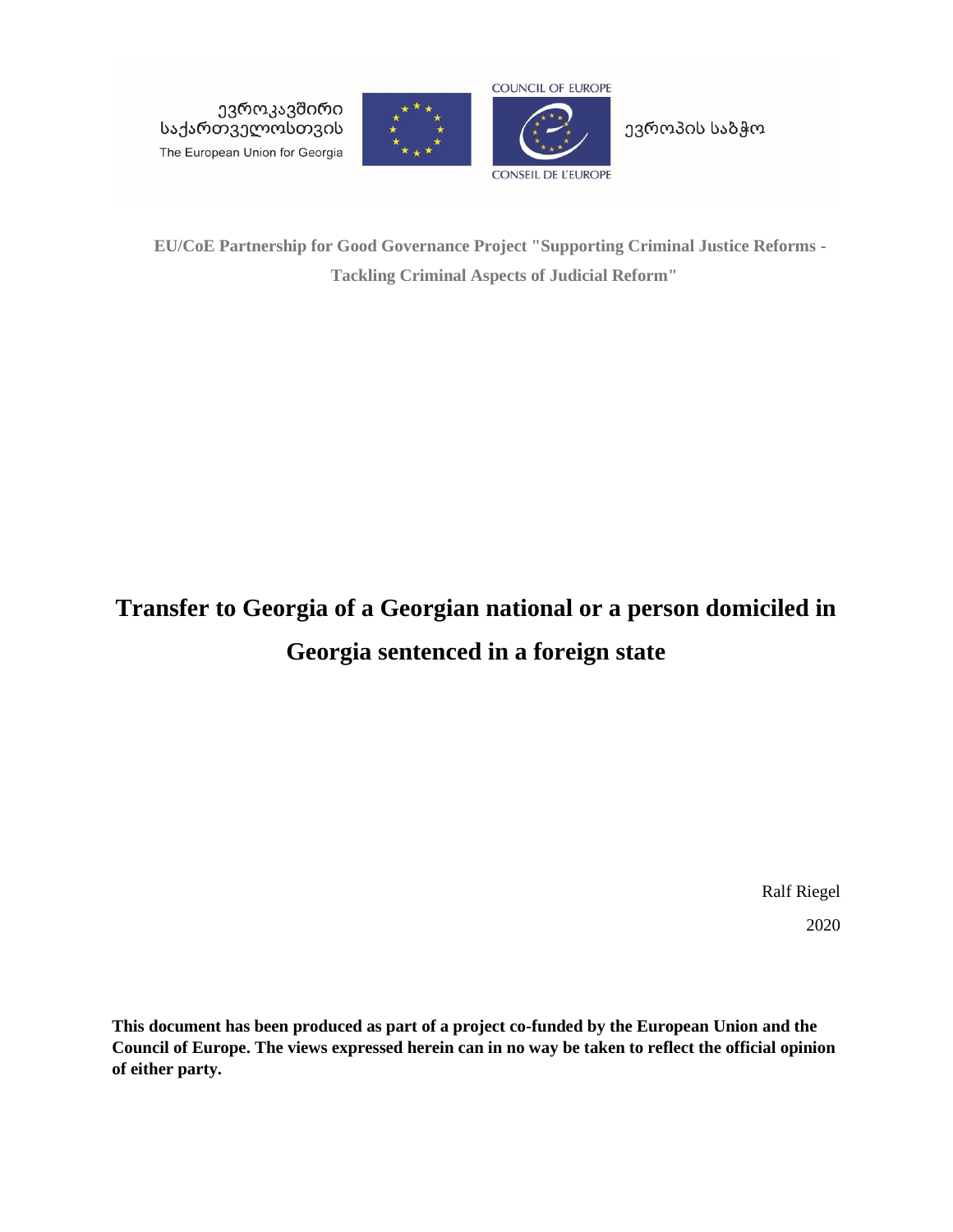ევროკავშირი საქართველოსთვის
The European Union for Georgia

COUNCIL OF EUROPE

CONSEIL DE L'EUROPE

ევროპის საბჭო

**EU/CoE Partnership for Good Governance Project "Supporting Criminal Justice Reforms - Tackling Criminal Aspects of Judicial Reform"**

# Transfer to Georgia of a Georgian national or a person domiciled in Georgia sentenced in a foreign state

Ralf Riegel

2020

**This document has been produced as part of a project co-funded by the European Union and the Council of Europe. The views expressed herein can in no way be taken to reflect the official opinion of either party.**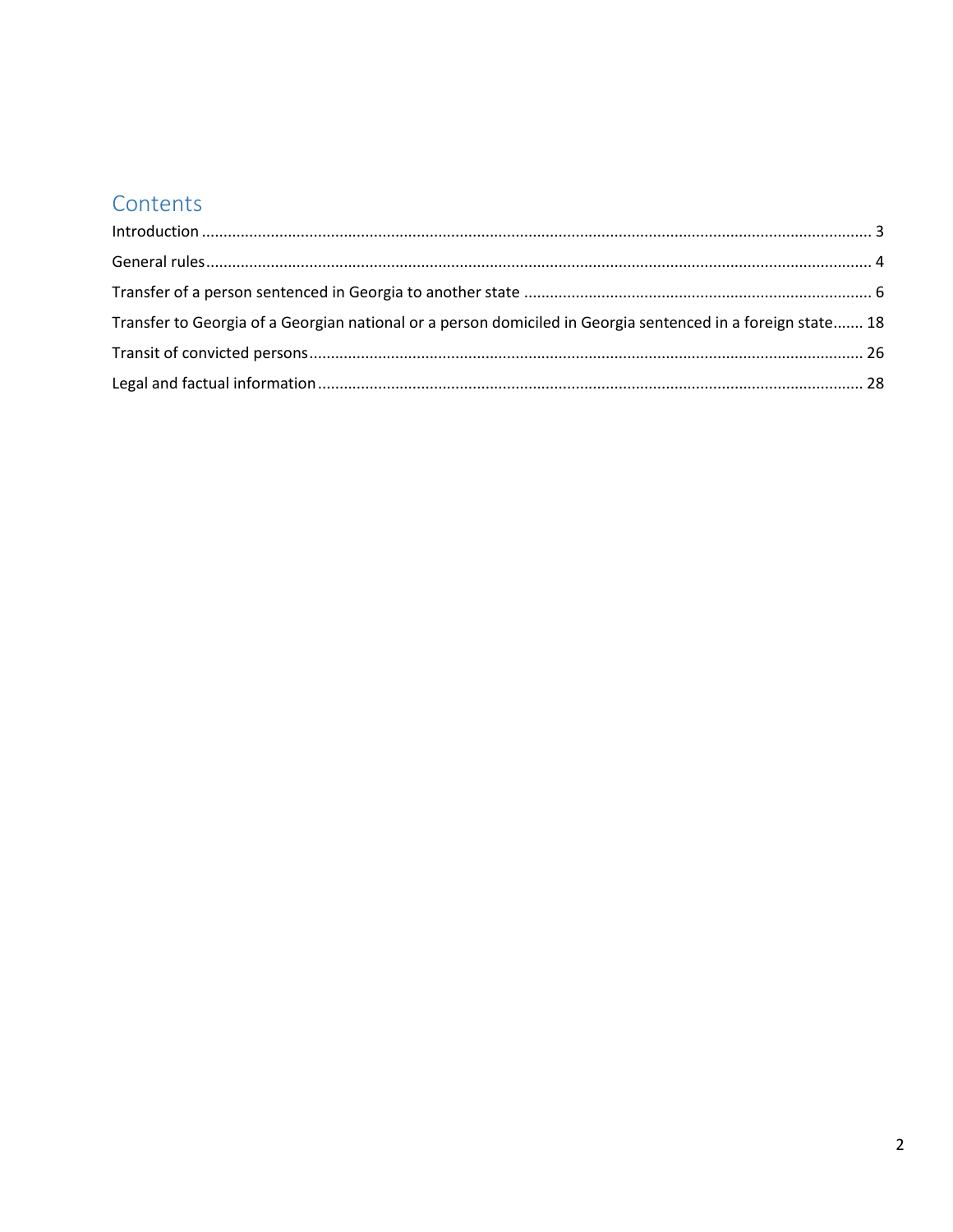## Contents

Introduction ........................................................................ 3

General rules ........................................................................ 4

Transfer of a person sentenced in Georgia to another state ........................................................................ 6

Transfer to Georgia of a Georgian national or a person domiciled in Georgia sentenced in a foreign state....... 18

Transit of convicted persons ........................................................................ 26

Legal and factual information ........................................................................ 28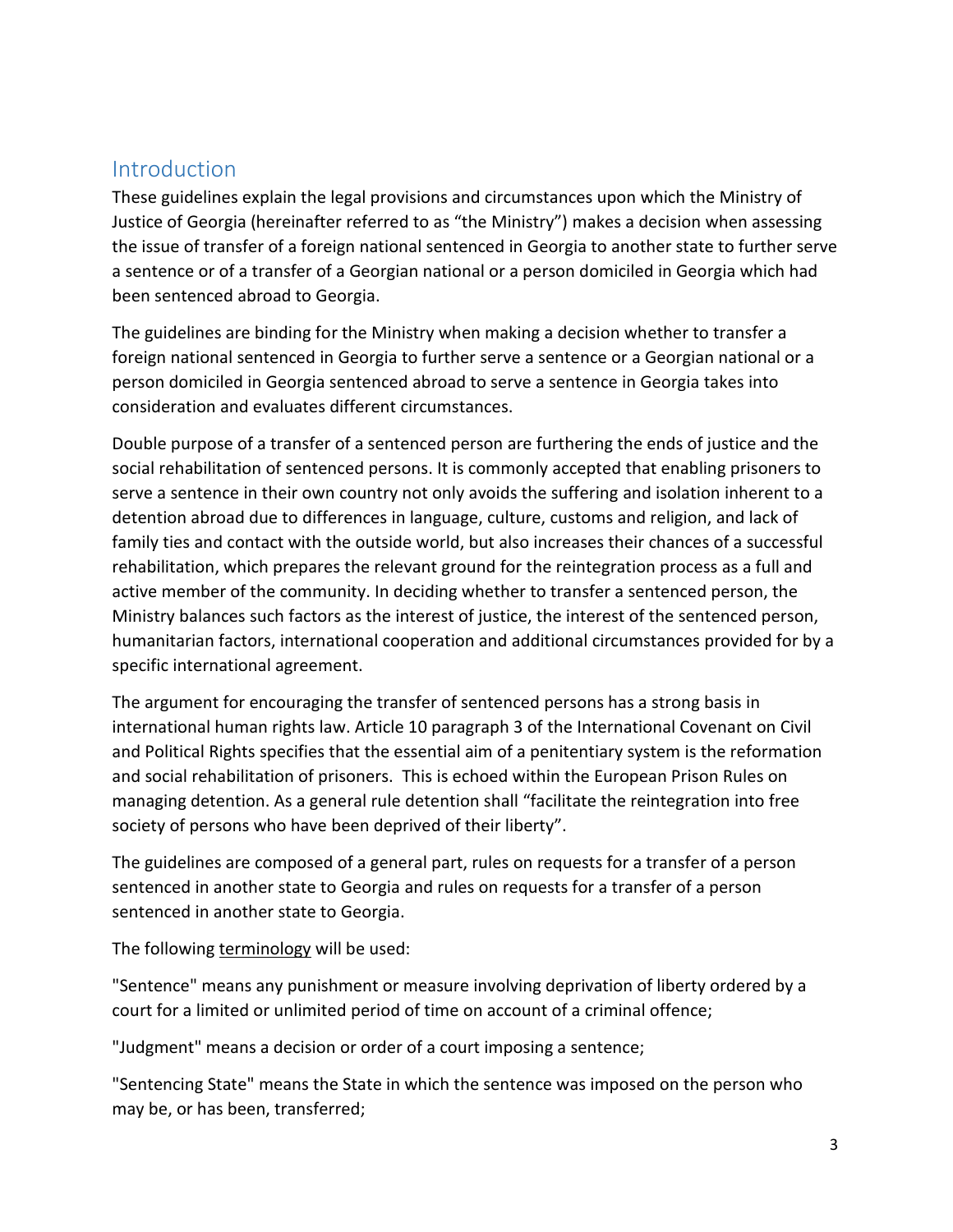## Introduction

These guidelines explain the legal provisions and circumstances upon which the Ministry of Justice of Georgia (hereinafter referred to as "the Ministry") makes a decision when assessing the issue of transfer of a foreign national sentenced in Georgia to another state to further serve a sentence or of a transfer of a Georgian national or a person domiciled in Georgia which had been sentenced abroad to Georgia.

The guidelines are binding for the Ministry when making a decision whether to transfer a foreign national sentenced in Georgia to further serve a sentence or a Georgian national or a person domiciled in Georgia sentenced abroad to serve a sentence in Georgia takes into consideration and evaluates different circumstances.

Double purpose of a transfer of a sentenced person are furthering the ends of justice and the social rehabilitation of sentenced persons. It is commonly accepted that enabling prisoners to serve a sentence in their own country not only avoids the suffering and isolation inherent to a detention abroad due to differences in language, culture, customs and religion, and lack of family ties and contact with the outside world, but also increases their chances of a successful rehabilitation, which prepares the relevant ground for the reintegration process as a full and active member of the community. In deciding whether to transfer a sentenced person, the Ministry balances such factors as the interest of justice, the interest of the sentenced person, humanitarian factors, international cooperation and additional circumstances provided for by a specific international agreement.

The argument for encouraging the transfer of sentenced persons has a strong basis in international human rights law. Article 10 paragraph 3 of the International Covenant on Civil and Political Rights specifies that the essential aim of a penitentiary system is the reformation and social rehabilitation of prisoners. This is echoed within the European Prison Rules on managing detention. As a general rule detention shall "facilitate the reintegration into free society of persons who have been deprived of their liberty".

The guidelines are composed of a general part, rules on requests for a transfer of a person sentenced in another state to Georgia and rules on requests for a transfer of a person sentenced in another state to Georgia.

The following terminology will be used:

"Sentence" means any punishment or measure involving deprivation of liberty ordered by a court for a limited or unlimited period of time on account of a criminal offence;

"Judgment" means a decision or order of a court imposing a sentence;

"Sentencing State" means the State in which the sentence was imposed on the person who may be, or has been, transferred;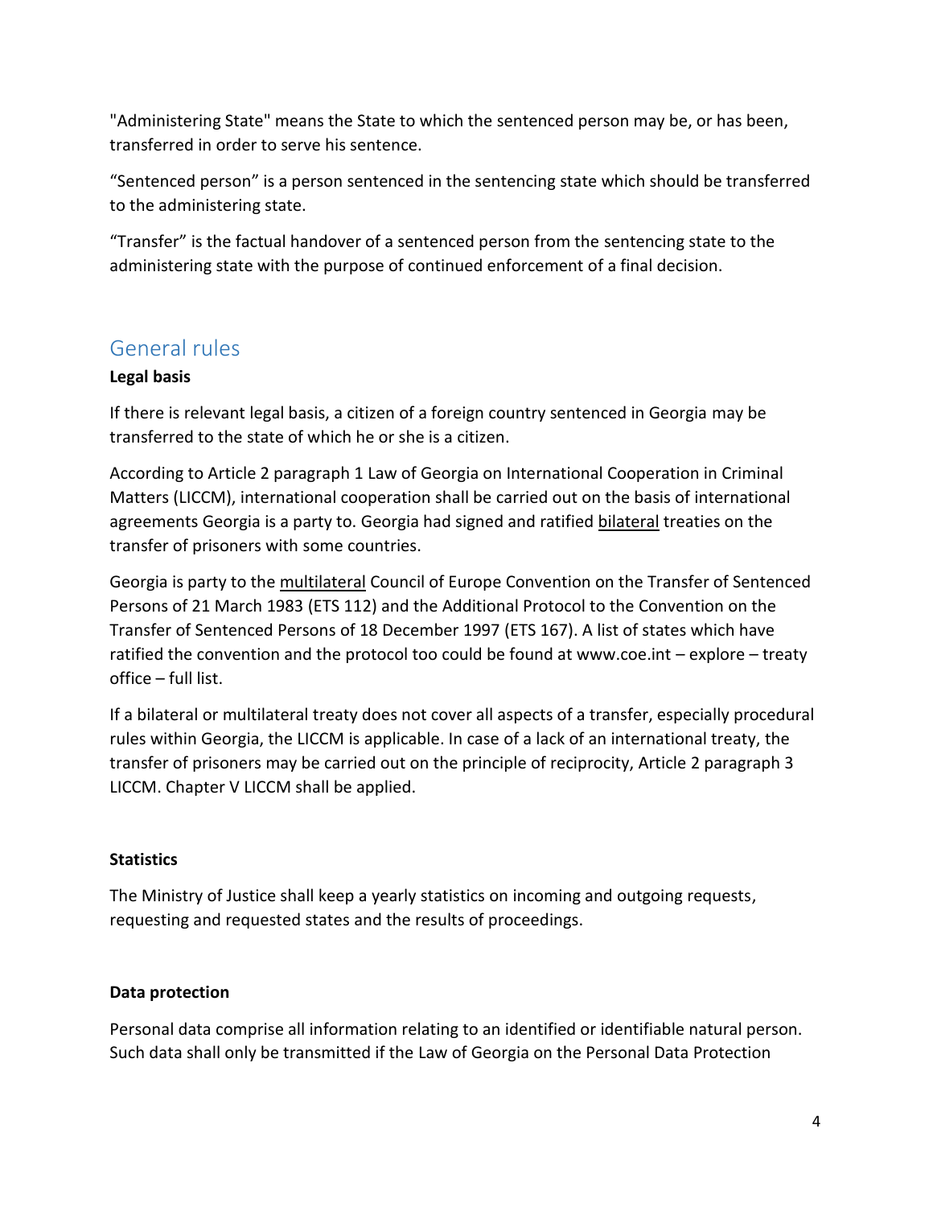"Administering State" means the State to which the sentenced person may be, or has been, transferred in order to serve his sentence.

"Sentenced person" is a person sentenced in the sentencing state which should be transferred to the administering state.

"Transfer" is the factual handover of a sentenced person from the sentencing state to the administering state with the purpose of continued enforcement of a final decision.

## General rules

**Legal basis**

If there is relevant legal basis, a citizen of a foreign country sentenced in Georgia may be transferred to the state of which he or she is a citizen.

According to Article 2 paragraph 1 Law of Georgia on International Cooperation in Criminal Matters (LICCM), international cooperation shall be carried out on the basis of international agreements Georgia is a party to. Georgia had signed and ratified bilateral treaties on the transfer of prisoners with some countries.

Georgia is party to the multilateral Council of Europe Convention on the Transfer of Sentenced Persons of 21 March 1983 (ETS 112) and the Additional Protocol to the Convention on the Transfer of Sentenced Persons of 18 December 1997 (ETS 167). A list of states which have ratified the convention and the protocol too could be found at www.coe.int – explore – treaty office – full list.

If a bilateral or multilateral treaty does not cover all aspects of a transfer, especially procedural rules within Georgia, the LICCM is applicable. In case of a lack of an international treaty, the transfer of prisoners may be carried out on the principle of reciprocity, Article 2 paragraph 3 LICCM. Chapter V LICCM shall be applied.

**Statistics**

The Ministry of Justice shall keep a yearly statistics on incoming and outgoing requests, requesting and requested states and the results of proceedings.

**Data protection**

Personal data comprise all information relating to an identified or identifiable natural person. Such data shall only be transmitted if the Law of Georgia on the Personal Data Protection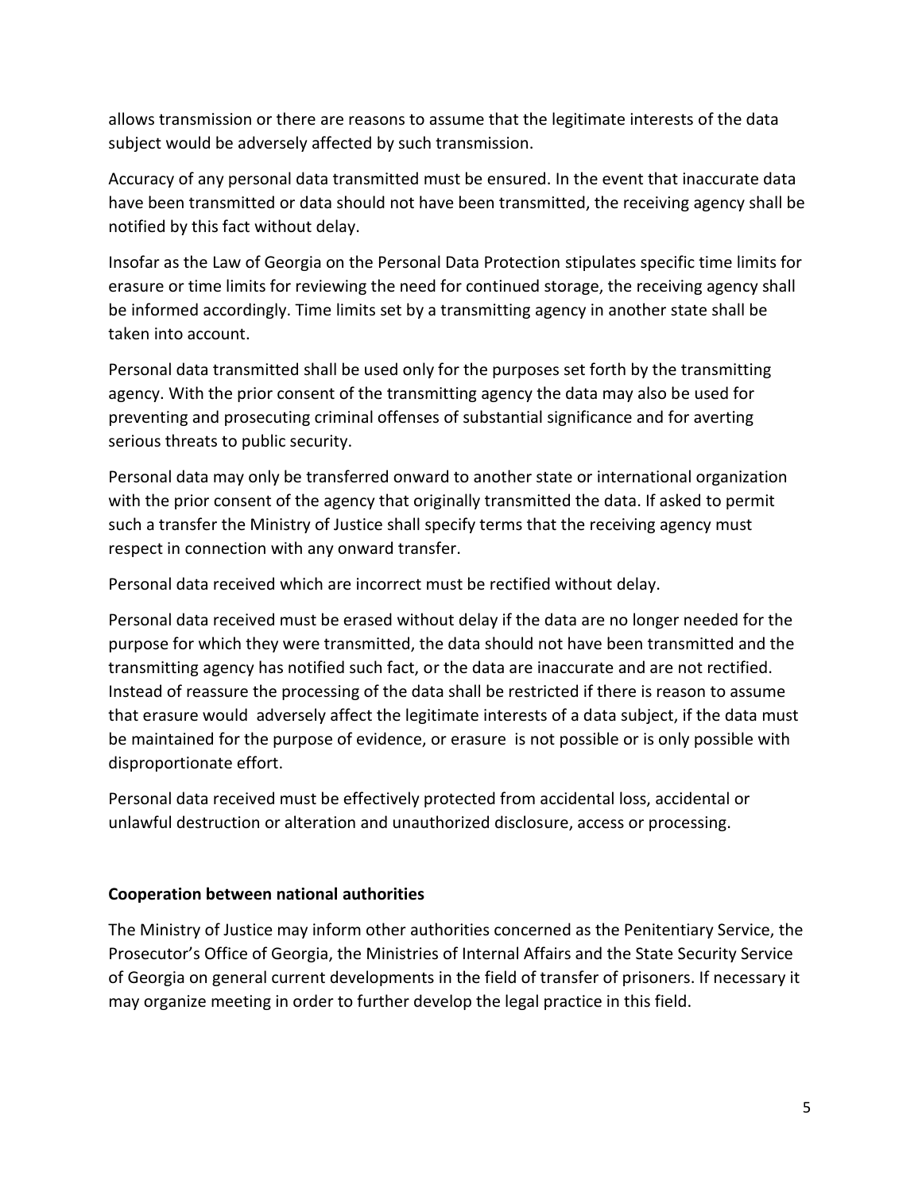allows transmission or there are reasons to assume that the legitimate interests of the data subject would be adversely affected by such transmission.

Accuracy of any personal data transmitted must be ensured. In the event that inaccurate data have been transmitted or data should not have been transmitted, the receiving agency shall be notified by this fact without delay.

Insofar as the Law of Georgia on the Personal Data Protection stipulates specific time limits for erasure or time limits for reviewing the need for continued storage, the receiving agency shall be informed accordingly. Time limits set by a transmitting agency in another state shall be taken into account.

Personal data transmitted shall be used only for the purposes set forth by the transmitting agency. With the prior consent of the transmitting agency the data may also be used for preventing and prosecuting criminal offenses of substantial significance and for averting serious threats to public security.

Personal data may only be transferred onward to another state or international organization with the prior consent of the agency that originally transmitted the data. If asked to permit such a transfer the Ministry of Justice shall specify terms that the receiving agency must respect in connection with any onward transfer.

Personal data received which are incorrect must be rectified without delay.

Personal data received must be erased without delay if the data are no longer needed for the purpose for which they were transmitted, the data should not have been transmitted and the transmitting agency has notified such fact, or the data are inaccurate and are not rectified. Instead of reassure the processing of the data shall be restricted if there is reason to assume that erasure would adversely affect the legitimate interests of a data subject, if the data must be maintained for the purpose of evidence, or erasure is not possible or is only possible with disproportionate effort.

Personal data received must be effectively protected from accidental loss, accidental or unlawful destruction or alteration and unauthorized disclosure, access or processing.

**Cooperation between national authorities**

The Ministry of Justice may inform other authorities concerned as the Penitentiary Service, the Prosecutor's Office of Georgia, the Ministries of Internal Affairs and the State Security Service of Georgia on general current developments in the field of transfer of prisoners. If necessary it may organize meeting in order to further develop the legal practice in this field.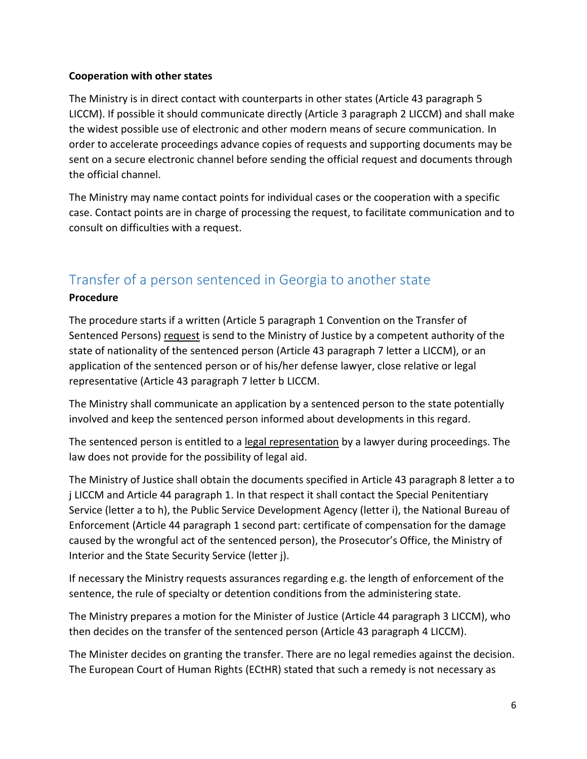**Cooperation with other states**

The Ministry is in direct contact with counterparts in other states (Article 43 paragraph 5 LICCM). If possible it should communicate directly (Article 3 paragraph 2 LICCM) and shall make the widest possible use of electronic and other modern means of secure communication. In order to accelerate proceedings advance copies of requests and supporting documents may be sent on a secure electronic channel before sending the official request and documents through the official channel.

The Ministry may name contact points for individual cases or the cooperation with a specific case. Contact points are in charge of processing the request, to facilitate communication and to consult on difficulties with a request.

## Transfer of a person sentenced in Georgia to another state

**Procedure**

The procedure starts if a written (Article 5 paragraph 1 Convention on the Transfer of Sentenced Persons) request is send to the Ministry of Justice by a competent authority of the state of nationality of the sentenced person (Article 43 paragraph 7 letter a LICCM), or an application of the sentenced person or of his/her defense lawyer, close relative or legal representative (Article 43 paragraph 7 letter b LICCM.

The Ministry shall communicate an application by a sentenced person to the state potentially involved and keep the sentenced person informed about developments in this regard.

The sentenced person is entitled to a legal representation by a lawyer during proceedings. The law does not provide for the possibility of legal aid.

The Ministry of Justice shall obtain the documents specified in Article 43 paragraph 8 letter a to j LICCM and Article 44 paragraph 1. In that respect it shall contact the Special Penitentiary Service (letter a to h), the Public Service Development Agency (letter i), the National Bureau of Enforcement (Article 44 paragraph 1 second part: certificate of compensation for the damage caused by the wrongful act of the sentenced person), the Prosecutor's Office, the Ministry of Interior and the State Security Service (letter j).

If necessary the Ministry requests assurances regarding e.g. the length of enforcement of the sentence, the rule of specialty or detention conditions from the administering state.

The Ministry prepares a motion for the Minister of Justice (Article 44 paragraph 3 LICCM), who then decides on the transfer of the sentenced person (Article 43 paragraph 4 LICCM).

The Minister decides on granting the transfer. There are no legal remedies against the decision. The European Court of Human Rights (ECtHR) stated that such a remedy is not necessary as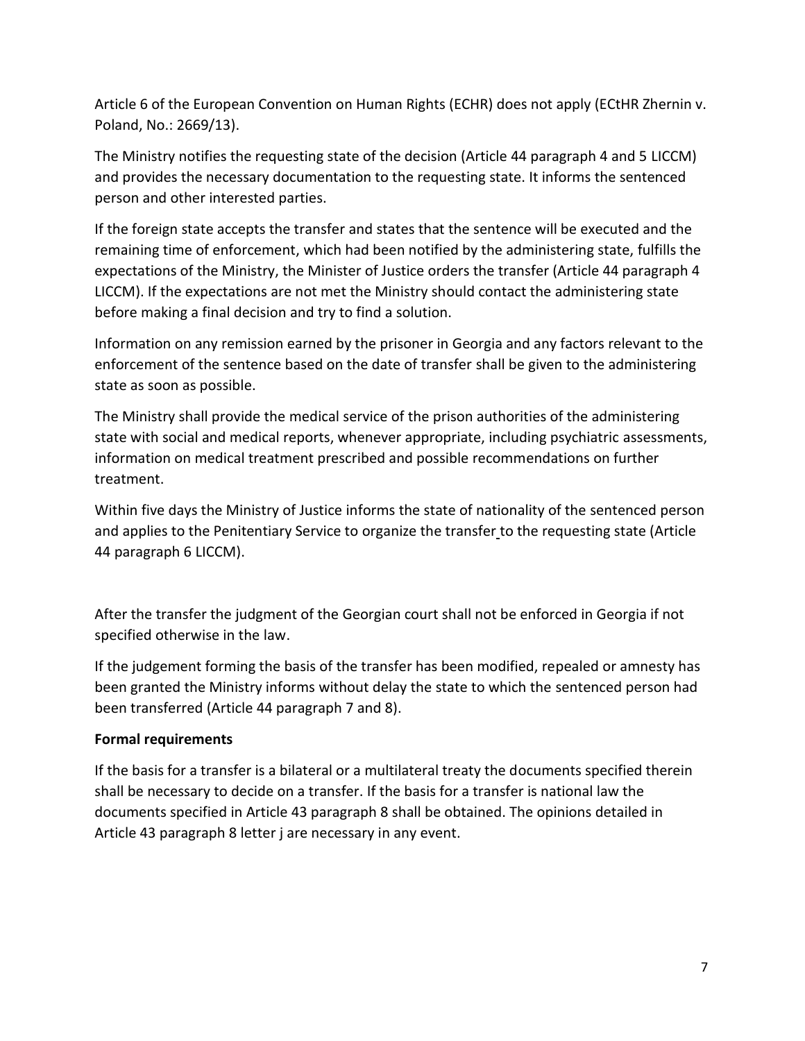Article 6 of the European Convention on Human Rights (ECHR) does not apply (ECtHR Zhernin v. Poland, No.: 2669/13).

The Ministry notifies the requesting state of the decision (Article 44 paragraph 4 and 5 LICCM) and provides the necessary documentation to the requesting state. It informs the sentenced person and other interested parties.

If the foreign state accepts the transfer and states that the sentence will be executed and the remaining time of enforcement, which had been notified by the administering state, fulfills the expectations of the Ministry, the Minister of Justice orders the transfer (Article 44 paragraph 4 LICCM). If the expectations are not met the Ministry should contact the administering state before making a final decision and try to find a solution.

Information on any remission earned by the prisoner in Georgia and any factors relevant to the enforcement of the sentence based on the date of transfer shall be given to the administering state as soon as possible.

The Ministry shall provide the medical service of the prison authorities of the administering state with social and medical reports, whenever appropriate, including psychiatric assessments, information on medical treatment prescribed and possible recommendations on further treatment.

Within five days the Ministry of Justice informs the state of nationality of the sentenced person and applies to the Penitentiary Service to organize the transfer to the requesting state (Article 44 paragraph 6 LICCM).

After the transfer the judgment of the Georgian court shall not be enforced in Georgia if not specified otherwise in the law.

If the judgement forming the basis of the transfer has been modified, repealed or amnesty has been granted the Ministry informs without delay the state to which the sentenced person had been transferred (Article 44 paragraph 7 and 8).

**Formal requirements**

If the basis for a transfer is a bilateral or a multilateral treaty the documents specified therein shall be necessary to decide on a transfer. If the basis for a transfer is national law the documents specified in Article 43 paragraph 8 shall be obtained. The opinions detailed in Article 43 paragraph 8 letter j are necessary in any event.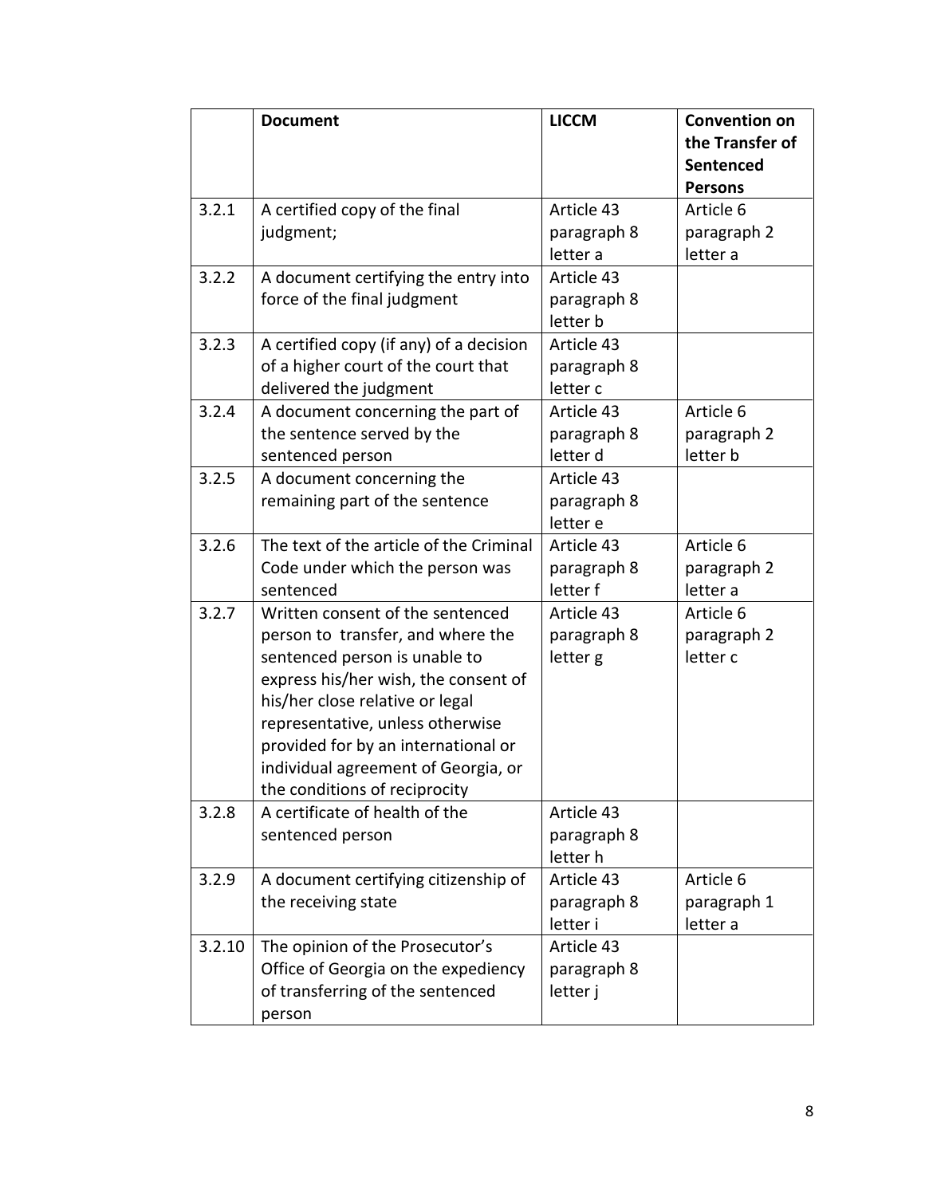| | Document | LICCM | Convention on the Transfer of Sentenced Persons |
|---|---|---|---|
| 3.2.1 | A certified copy of the final judgment; | Article 43 paragraph 8 letter a | Article 6 paragraph 2 letter a |
| 3.2.2 | A document certifying the entry into force of the final judgment | Article 43 paragraph 8 letter b | |
| 3.2.3 | A certified copy (if any) of a decision of a higher court of the court that delivered the judgment | Article 43 paragraph 8 letter c | |
| 3.2.4 | A document concerning the part of the sentence served by the sentenced person | Article 43 paragraph 8 letter d | Article 6 paragraph 2 letter b |
| 3.2.5 | A document concerning the remaining part of the sentence | Article 43 paragraph 8 letter e | |
| 3.2.6 | The text of the article of the Criminal Code under which the person was sentenced | Article 43 paragraph 8 letter f | Article 6 paragraph 2 letter a |
| 3.2.7 | Written consent of the sentenced person to transfer, and where the sentenced person is unable to express his/her wish, the consent of his/her close relative or legal representative, unless otherwise provided for by an international or individual agreement of Georgia, or the conditions of reciprocity | Article 43 paragraph 8 letter g | Article 6 paragraph 2 letter c |
| 3.2.8 | A certificate of health of the sentenced person | Article 43 paragraph 8 letter h | |
| 3.2.9 | A document certifying citizenship of the receiving state | Article 43 paragraph 8 letter i | Article 6 paragraph 1 letter a |
| 3.2.10 | The opinion of the Prosecutor's Office of Georgia on the expediency of transferring of the sentenced person | Article 43 paragraph 8 letter j | |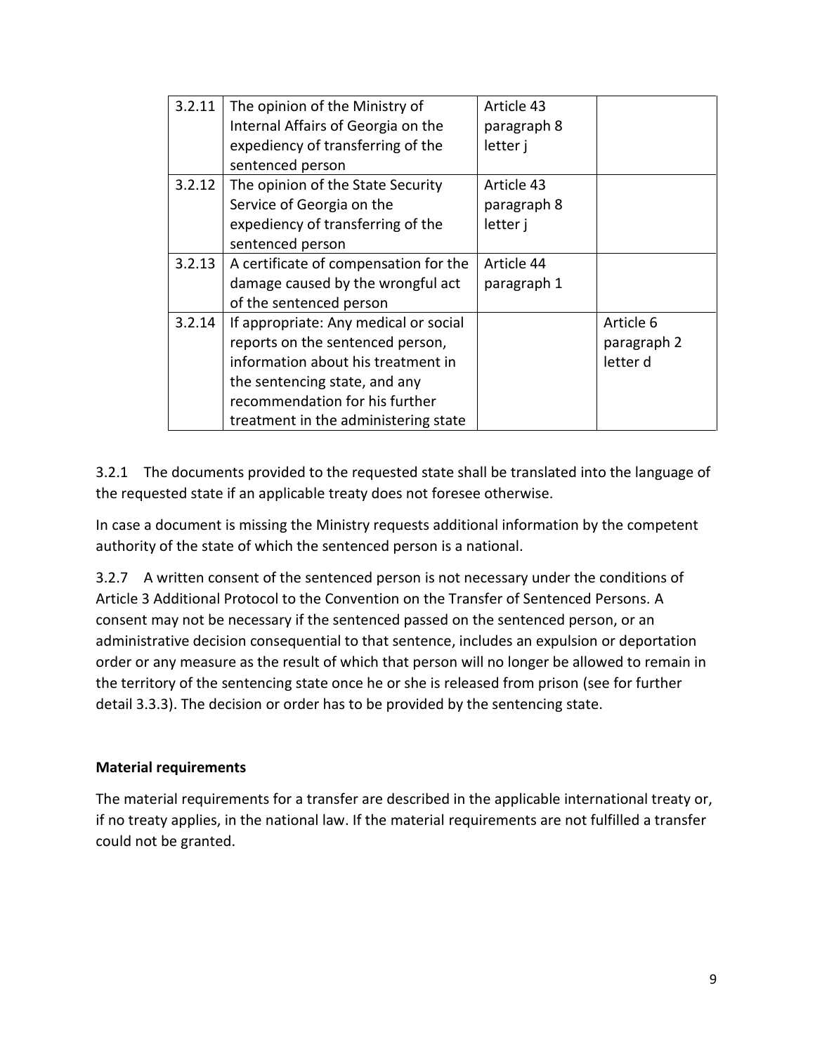| 3.2.11 | The opinion of the Ministry of Internal Affairs of Georgia on the expediency of transferring of the sentenced person | Article 43 paragraph 8 letter j | |
|---|---|---|---|
| 3.2.12 | The opinion of the State Security Service of Georgia on the expediency of transferring of the sentenced person | Article 43 paragraph 8 letter j | |
| 3.2.13 | A certificate of compensation for the damage caused by the wrongful act of the sentenced person | Article 44 paragraph 1 | |
| 3.2.14 | If appropriate: Any medical or social reports on the sentenced person, information about his treatment in the sentencing state, and any recommendation for his further treatment in the administering state | | Article 6 paragraph 2 letter d |

3.2.1 The documents provided to the requested state shall be translated into the language of the requested state if an applicable treaty does not foresee otherwise.

In case a document is missing the Ministry requests additional information by the competent authority of the state of which the sentenced person is a national.

3.2.7 A written consent of the sentenced person is not necessary under the conditions of Article 3 Additional Protocol to the Convention on the Transfer of Sentenced Persons. A consent may not be necessary if the sentenced passed on the sentenced person, or an administrative decision consequential to that sentence, includes an expulsion or deportation order or any measure as the result of which that person will no longer be allowed to remain in the territory of the sentencing state once he or she is released from prison (see for further detail 3.3.3). The decision or order has to be provided by the sentencing state.

**Material requirements**

The material requirements for a transfer are described in the applicable international treaty or, if no treaty applies, in the national law. If the material requirements are not fulfilled a transfer could not be granted.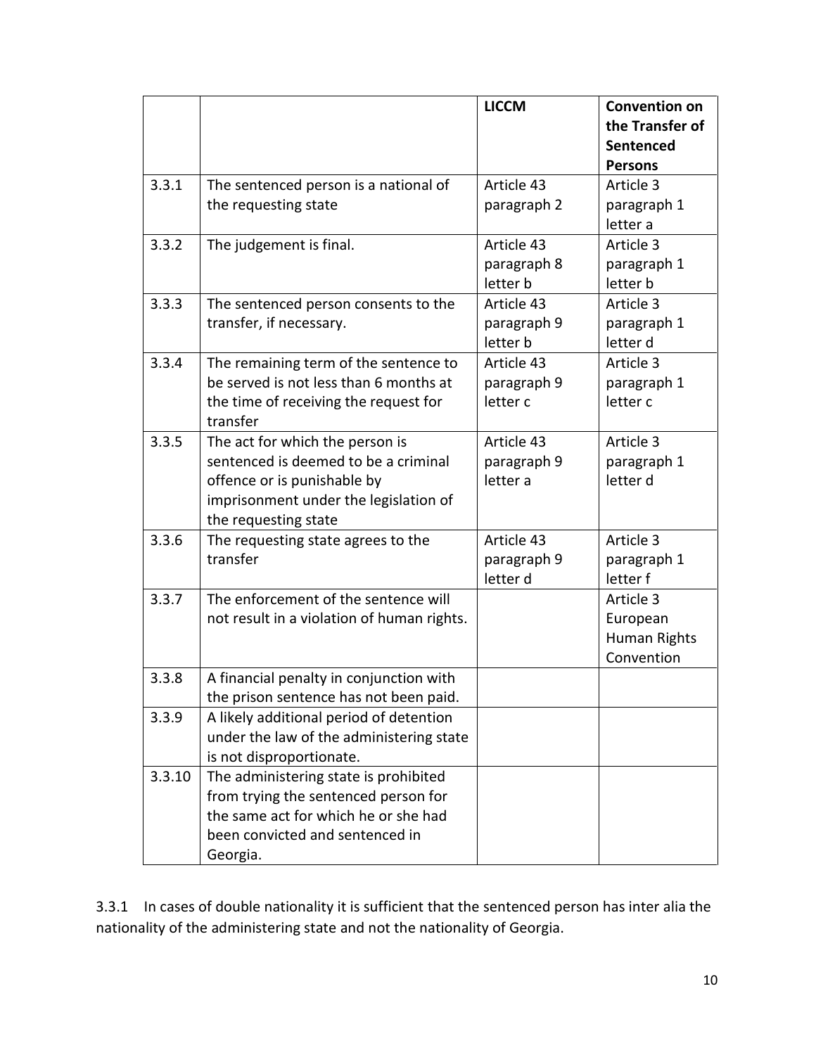| | | LICCM | Convention on the Transfer of Sentenced Persons |
|---|---|---|---|
| 3.3.1 | The sentenced person is a national of the requesting state | Article 43 paragraph 2 | Article 3 paragraph 1 letter a |
| 3.3.2 | The judgement is final. | Article 43 paragraph 8 letter b | Article 3 paragraph 1 letter b |
| 3.3.3 | The sentenced person consents to the transfer, if necessary. | Article 43 paragraph 9 letter b | Article 3 paragraph 1 letter d |
| 3.3.4 | The remaining term of the sentence to be served is not less than 6 months at the time of receiving the request for transfer | Article 43 paragraph 9 letter c | Article 3 paragraph 1 letter c |
| 3.3.5 | The act for which the person is sentenced is deemed to be a criminal offence or is punishable by imprisonment under the legislation of the requesting state | Article 43 paragraph 9 letter a | Article 3 paragraph 1 letter d |
| 3.3.6 | The requesting state agrees to the transfer | Article 43 paragraph 9 letter d | Article 3 paragraph 1 letter f |
| 3.3.7 | The enforcement of the sentence will not result in a violation of human rights. | | Article 3 European Human Rights Convention |
| 3.3.8 | A financial penalty in conjunction with the prison sentence has not been paid. | | |
| 3.3.9 | A likely additional period of detention under the law of the administering state is not disproportionate. | | |
| 3.3.10 | The administering state is prohibited from trying the sentenced person for the same act for which he or she had been convicted and sentenced in Georgia. | | |

3.3.1 In cases of double nationality it is sufficient that the sentenced person has inter alia the nationality of the administering state and not the nationality of Georgia.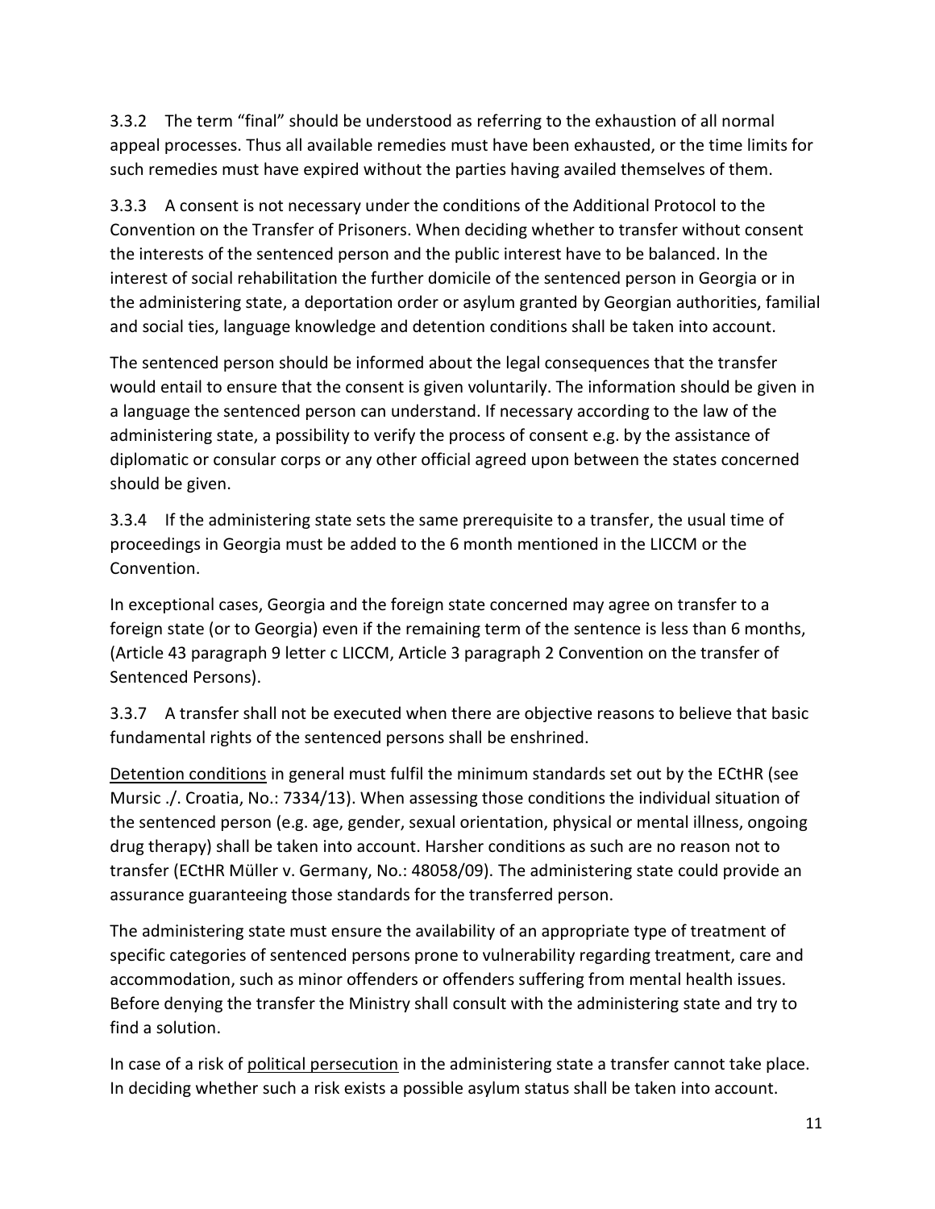3.3.2 The term “final” should be understood as referring to the exhaustion of all normal appeal processes. Thus all available remedies must have been exhausted, or the time limits for such remedies must have expired without the parties having availed themselves of them.

3.3.3 A consent is not necessary under the conditions of the Additional Protocol to the Convention on the Transfer of Prisoners. When deciding whether to transfer without consent the interests of the sentenced person and the public interest have to be balanced. In the interest of social rehabilitation the further domicile of the sentenced person in Georgia or in the administering state, a deportation order or asylum granted by Georgian authorities, familial and social ties, language knowledge and detention conditions shall be taken into account.

The sentenced person should be informed about the legal consequences that the transfer would entail to ensure that the consent is given voluntarily. The information should be given in a language the sentenced person can understand. If necessary according to the law of the administering state, a possibility to verify the process of consent e.g. by the assistance of diplomatic or consular corps or any other official agreed upon between the states concerned should be given.

3.3.4 If the administering state sets the same prerequisite to a transfer, the usual time of proceedings in Georgia must be added to the 6 month mentioned in the LICCM or the Convention.

In exceptional cases, Georgia and the foreign state concerned may agree on transfer to a foreign state (or to Georgia) even if the remaining term of the sentence is less than 6 months, (Article 43 paragraph 9 letter c LICCM, Article 3 paragraph 2 Convention on the transfer of Sentenced Persons).

3.3.7 A transfer shall not be executed when there are objective reasons to believe that basic fundamental rights of the sentenced persons shall be enshrined.

Detention conditions in general must fulfil the minimum standards set out by the ECtHR (see Mursic ./. Croatia, No.: 7334/13). When assessing those conditions the individual situation of the sentenced person (e.g. age, gender, sexual orientation, physical or mental illness, ongoing drug therapy) shall be taken into account. Harsher conditions as such are no reason not to transfer (ECtHR Müller v. Germany, No.: 48058/09). The administering state could provide an assurance guaranteeing those standards for the transferred person.

The administering state must ensure the availability of an appropriate type of treatment of specific categories of sentenced persons prone to vulnerability regarding treatment, care and accommodation, such as minor offenders or offenders suffering from mental health issues. Before denying the transfer the Ministry shall consult with the administering state and try to find a solution.

In case of a risk of political persecution in the administering state a transfer cannot take place. In deciding whether such a risk exists a possible asylum status shall be taken into account.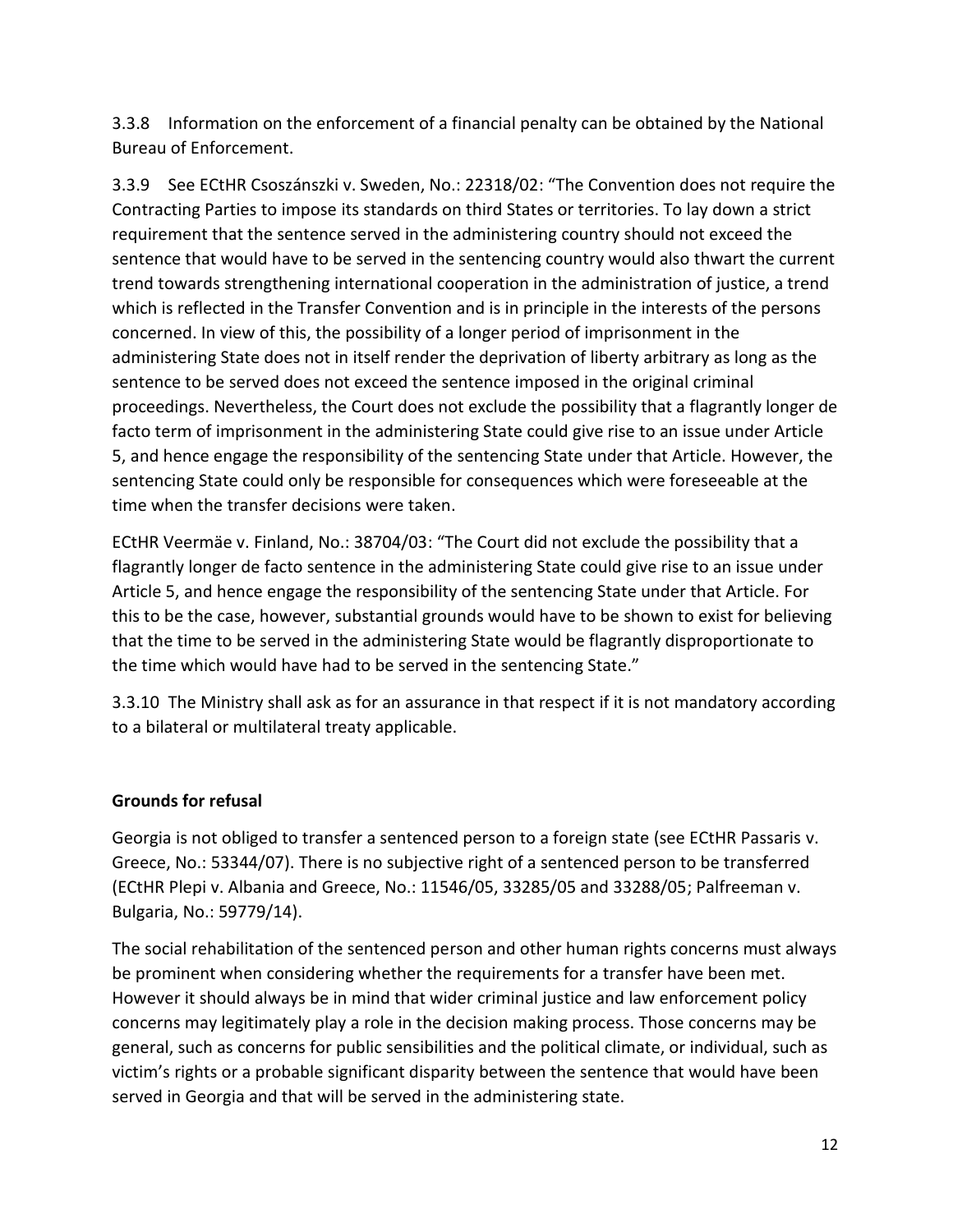3.3.8 Information on the enforcement of a financial penalty can be obtained by the National Bureau of Enforcement.

3.3.9 See ECtHR Csoszánszki v. Sweden, No.: 22318/02: "The Convention does not require the Contracting Parties to impose its standards on third States or territories. To lay down a strict requirement that the sentence served in the administering country should not exceed the sentence that would have to be served in the sentencing country would also thwart the current trend towards strengthening international cooperation in the administration of justice, a trend which is reflected in the Transfer Convention and is in principle in the interests of the persons concerned. In view of this, the possibility of a longer period of imprisonment in the administering State does not in itself render the deprivation of liberty arbitrary as long as the sentence to be served does not exceed the sentence imposed in the original criminal proceedings. Nevertheless, the Court does not exclude the possibility that a flagrantly longer de facto term of imprisonment in the administering State could give rise to an issue under Article 5, and hence engage the responsibility of the sentencing State under that Article. However, the sentencing State could only be responsible for consequences which were foreseeable at the time when the transfer decisions were taken.

ECtHR Veermäe v. Finland, No.: 38704/03: "The Court did not exclude the possibility that a flagrantly longer de facto sentence in the administering State could give rise to an issue under Article 5, and hence engage the responsibility of the sentencing State under that Article. For this to be the case, however, substantial grounds would have to be shown to exist for believing that the time to be served in the administering State would be flagrantly disproportionate to the time which would have had to be served in the sentencing State."

3.3.10 The Ministry shall ask as for an assurance in that respect if it is not mandatory according to a bilateral or multilateral treaty applicable.

**Grounds for refusal**

Georgia is not obliged to transfer a sentenced person to a foreign state (see ECtHR Passaris v. Greece, No.: 53344/07). There is no subjective right of a sentenced person to be transferred (ECtHR Plepi v. Albania and Greece, No.: 11546/05, 33285/05 and 33288/05; Palfreeman v. Bulgaria, No.: 59779/14).

The social rehabilitation of the sentenced person and other human rights concerns must always be prominent when considering whether the requirements for a transfer have been met. However it should always be in mind that wider criminal justice and law enforcement policy concerns may legitimately play a role in the decision making process. Those concerns may be general, such as concerns for public sensibilities and the political climate, or individual, such as victim's rights or a probable significant disparity between the sentence that would have been served in Georgia and that will be served in the administering state.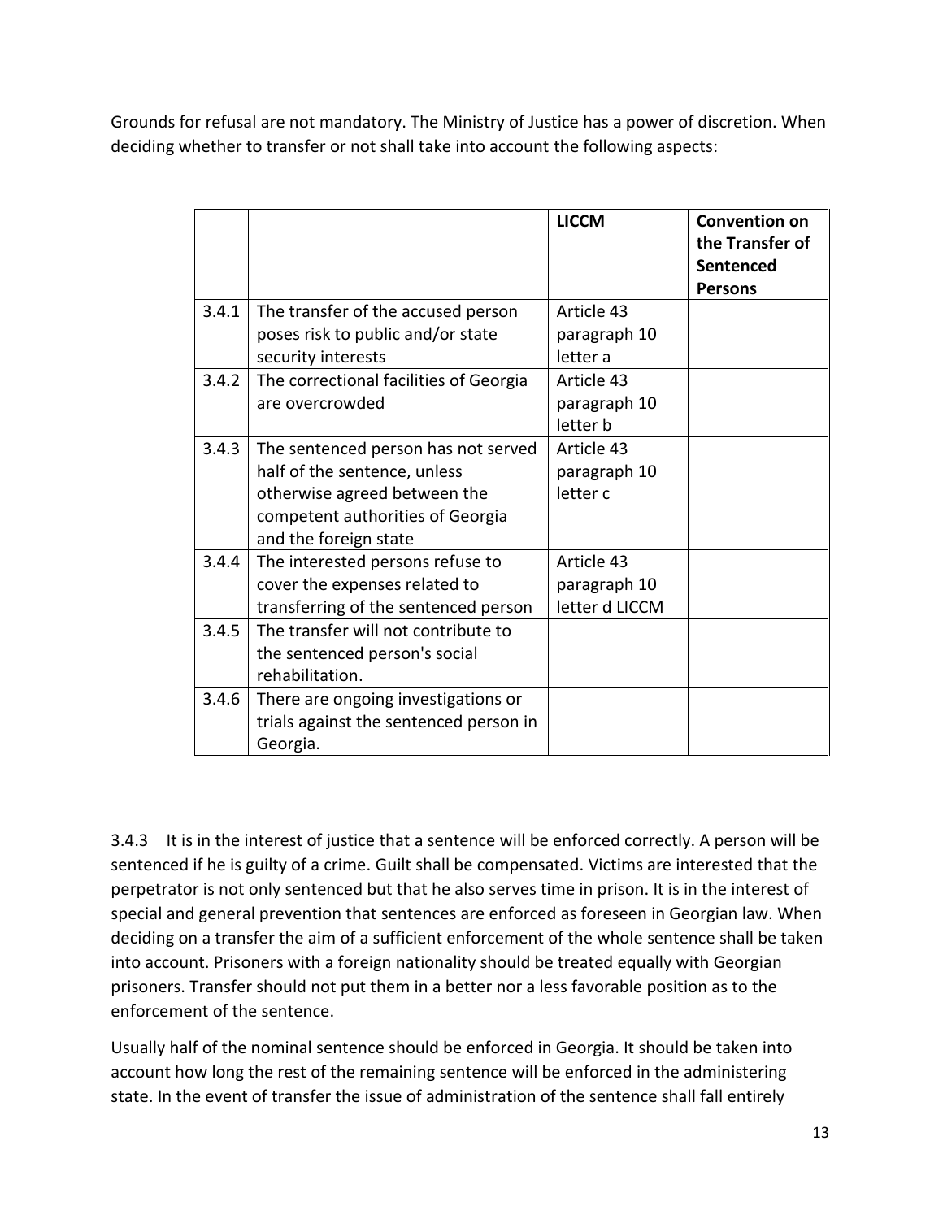Grounds for refusal are not mandatory. The Ministry of Justice has a power of discretion. When deciding whether to transfer or not shall take into account the following aspects:

| | | LICCM | Convention on the Transfer of Sentenced Persons |
|---|---|---|---|
| 3.4.1 | The transfer of the accused person poses risk to public and/or state security interests | Article 43 paragraph 10 letter a | |
| 3.4.2 | The correctional facilities of Georgia are overcrowded | Article 43 paragraph 10 letter b | |
| 3.4.3 | The sentenced person has not served half of the sentence, unless otherwise agreed between the competent authorities of Georgia and the foreign state | Article 43 paragraph 10 letter c | |
| 3.4.4 | The interested persons refuse to cover the expenses related to transferring of the sentenced person | Article 43 paragraph 10 letter d LICCM | |
| 3.4.5 | The transfer will not contribute to the sentenced person's social rehabilitation. | | |
| 3.4.6 | There are ongoing investigations or trials against the sentenced person in Georgia. | | |

3.4.3 It is in the interest of justice that a sentence will be enforced correctly. A person will be sentenced if he is guilty of a crime. Guilt shall be compensated. Victims are interested that the perpetrator is not only sentenced but that he also serves time in prison. It is in the interest of special and general prevention that sentences are enforced as foreseen in Georgian law. When deciding on a transfer the aim of a sufficient enforcement of the whole sentence shall be taken into account. Prisoners with a foreign nationality should be treated equally with Georgian prisoners. Transfer should not put them in a better nor a less favorable position as to the enforcement of the sentence.

Usually half of the nominal sentence should be enforced in Georgia. It should be taken into account how long the rest of the remaining sentence will be enforced in the administering state. In the event of transfer the issue of administration of the sentence shall fall entirely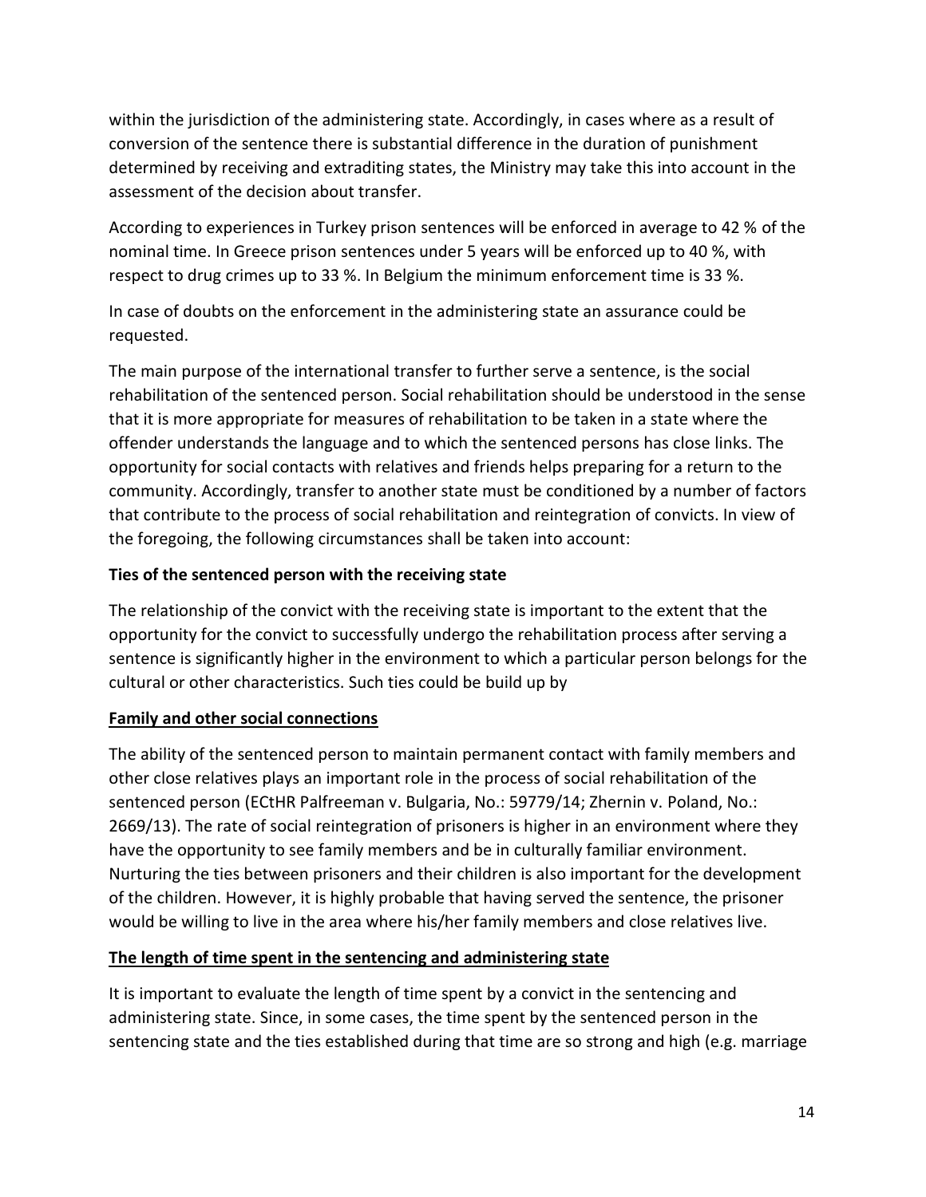within the jurisdiction of the administering state. Accordingly, in cases where as a result of conversion of the sentence there is substantial difference in the duration of punishment determined by receiving and extraditing states, the Ministry may take this into account in the assessment of the decision about transfer.

According to experiences in Turkey prison sentences will be enforced in average to 42 % of the nominal time. In Greece prison sentences under 5 years will be enforced up to 40 %, with respect to drug crimes up to 33 %. In Belgium the minimum enforcement time is 33 %.

In case of doubts on the enforcement in the administering state an assurance could be requested.

The main purpose of the international transfer to further serve a sentence, is the social rehabilitation of the sentenced person. Social rehabilitation should be understood in the sense that it is more appropriate for measures of rehabilitation to be taken in a state where the offender understands the language and to which the sentenced persons has close links. The opportunity for social contacts with relatives and friends helps preparing for a return to the community. Accordingly, transfer to another state must be conditioned by a number of factors that contribute to the process of social rehabilitation and reintegration of convicts. In view of the foregoing, the following circumstances shall be taken into account:

**Ties of the sentenced person with the receiving state**

The relationship of the convict with the receiving state is important to the extent that the opportunity for the convict to successfully undergo the rehabilitation process after serving a sentence is significantly higher in the environment to which a particular person belongs for the cultural or other characteristics. Such ties could be build up by

**Family and other social connections**

The ability of the sentenced person to maintain permanent contact with family members and other close relatives plays an important role in the process of social rehabilitation of the sentenced person (ECtHR Palfreeman v. Bulgaria, No.: 59779/14; Zhernin v. Poland, No.: 2669/13). The rate of social reintegration of prisoners is higher in an environment where they have the opportunity to see family members and be in culturally familiar environment. Nurturing the ties between prisoners and their children is also important for the development of the children. However, it is highly probable that having served the sentence, the prisoner would be willing to live in the area where his/her family members and close relatives live.

**The length of time spent in the sentencing and administering state**

It is important to evaluate the length of time spent by a convict in the sentencing and administering state. Since, in some cases, the time spent by the sentenced person in the sentencing state and the ties established during that time are so strong and high (e.g. marriage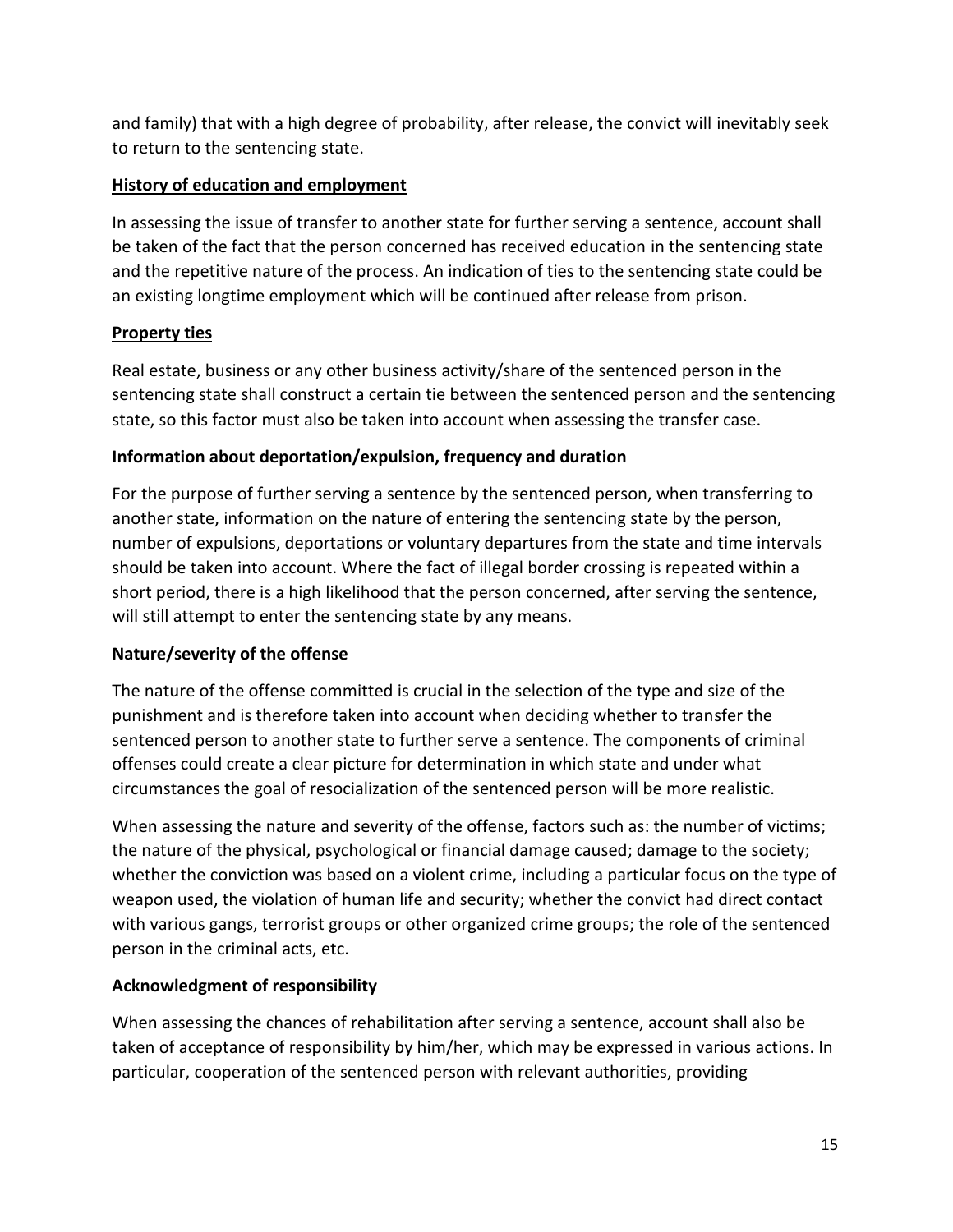and family) that with a high degree of probability, after release, the convict will inevitably seek to return to the sentencing state.

**History of education and employment**

In assessing the issue of transfer to another state for further serving a sentence, account shall be taken of the fact that the person concerned has received education in the sentencing state and the repetitive nature of the process. An indication of ties to the sentencing state could be an existing longtime employment which will be continued after release from prison.

**Property ties**

Real estate, business or any other business activity/share of the sentenced person in the sentencing state shall construct a certain tie between the sentenced person and the sentencing state, so this factor must also be taken into account when assessing the transfer case.

**Information about deportation/expulsion, frequency and duration**

For the purpose of further serving a sentence by the sentenced person, when transferring to another state, information on the nature of entering the sentencing state by the person, number of expulsions, deportations or voluntary departures from the state and time intervals should be taken into account. Where the fact of illegal border crossing is repeated within a short period, there is a high likelihood that the person concerned, after serving the sentence, will still attempt to enter the sentencing state by any means.

**Nature/severity of the offense**

The nature of the offense committed is crucial in the selection of the type and size of the punishment and is therefore taken into account when deciding whether to transfer the sentenced person to another state to further serve a sentence. The components of criminal offenses could create a clear picture for determination in which state and under what circumstances the goal of resocialization of the sentenced person will be more realistic.

When assessing the nature and severity of the offense, factors such as: the number of victims; the nature of the physical, psychological or financial damage caused; damage to the society; whether the conviction was based on a violent crime, including a particular focus on the type of weapon used, the violation of human life and security; whether the convict had direct contact with various gangs, terrorist groups or other organized crime groups; the role of the sentenced person in the criminal acts, etc.

**Acknowledgment of responsibility**

When assessing the chances of rehabilitation after serving a sentence, account shall also be taken of acceptance of responsibility by him/her, which may be expressed in various actions. In particular, cooperation of the sentenced person with relevant authorities, providing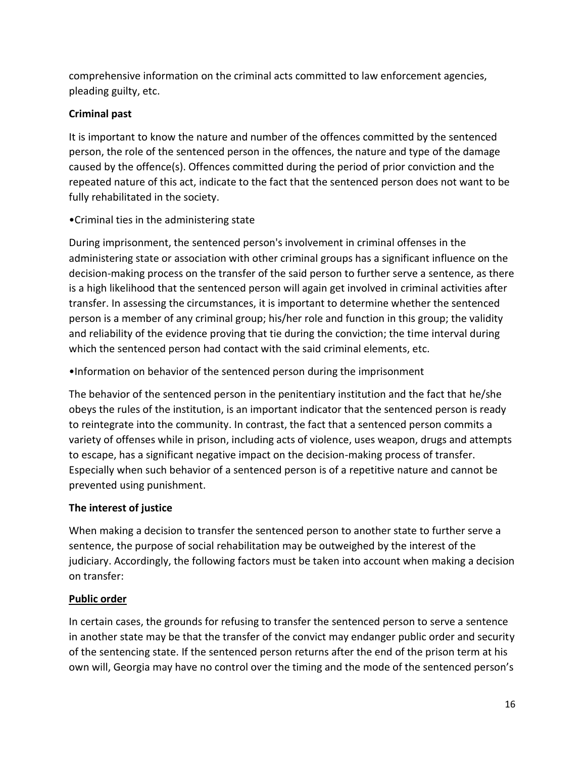comprehensive information on the criminal acts committed to law enforcement agencies, pleading guilty, etc.

**Criminal past**

It is important to know the nature and number of the offences committed by the sentenced person, the role of the sentenced person in the offences, the nature and type of the damage caused by the offence(s). Offences committed during the period of prior conviction and the repeated nature of this act, indicate to the fact that the sentenced person does not want to be fully rehabilitated in the society.

•Criminal ties in the administering state

During imprisonment, the sentenced person's involvement in criminal offenses in the administering state or association with other criminal groups has a significant influence on the decision-making process on the transfer of the said person to further serve a sentence, as there is a high likelihood that the sentenced person will again get involved in criminal activities after transfer. In assessing the circumstances, it is important to determine whether the sentenced person is a member of any criminal group; his/her role and function in this group; the validity and reliability of the evidence proving that tie during the conviction; the time interval during which the sentenced person had contact with the said criminal elements, etc.

•Information on behavior of the sentenced person during the imprisonment

The behavior of the sentenced person in the penitentiary institution and the fact that he/she obeys the rules of the institution, is an important indicator that the sentenced person is ready to reintegrate into the community. In contrast, the fact that a sentenced person commits a variety of offenses while in prison, including acts of violence, uses weapon, drugs and attempts to escape, has a significant negative impact on the decision-making process of transfer. Especially when such behavior of a sentenced person is of a repetitive nature and cannot be prevented using punishment.

**The interest of justice**

When making a decision to transfer the sentenced person to another state to further serve a sentence, the purpose of social rehabilitation may be outweighed by the interest of the judiciary. Accordingly, the following factors must be taken into account when making a decision on transfer:

**Public order**

In certain cases, the grounds for refusing to transfer the sentenced person to serve a sentence in another state may be that the transfer of the convict may endanger public order and security of the sentencing state. If the sentenced person returns after the end of the prison term at his own will, Georgia may have no control over the timing and the mode of the sentenced person's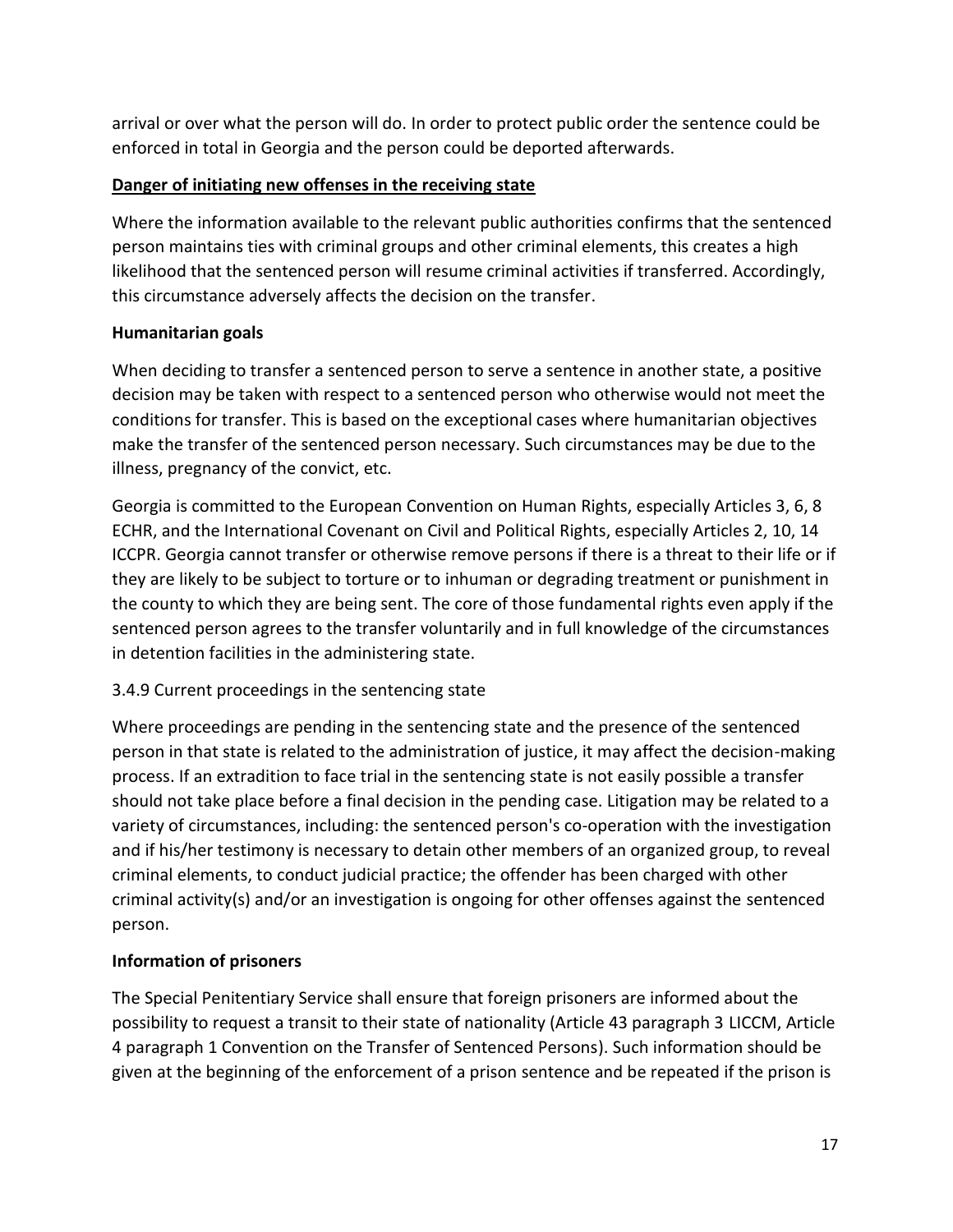arrival or over what the person will do. In order to protect public order the sentence could be enforced in total in Georgia and the person could be deported afterwards.

**Danger of initiating new offenses in the receiving state**

Where the information available to the relevant public authorities confirms that the sentenced person maintains ties with criminal groups and other criminal elements, this creates a high likelihood that the sentenced person will resume criminal activities if transferred. Accordingly, this circumstance adversely affects the decision on the transfer.

**Humanitarian goals**

When deciding to transfer a sentenced person to serve a sentence in another state, a positive decision may be taken with respect to a sentenced person who otherwise would not meet the conditions for transfer. This is based on the exceptional cases where humanitarian objectives make the transfer of the sentenced person necessary. Such circumstances may be due to the illness, pregnancy of the convict, etc.

Georgia is committed to the European Convention on Human Rights, especially Articles 3, 6, 8 ECHR, and the International Covenant on Civil and Political Rights, especially Articles 2, 10, 14 ICCPR. Georgia cannot transfer or otherwise remove persons if there is a threat to their life or if they are likely to be subject to torture or to inhuman or degrading treatment or punishment in the county to which they are being sent. The core of those fundamental rights even apply if the sentenced person agrees to the transfer voluntarily and in full knowledge of the circumstances in detention facilities in the administering state.

3.4.9 Current proceedings in the sentencing state

Where proceedings are pending in the sentencing state and the presence of the sentenced person in that state is related to the administration of justice, it may affect the decision-making process. If an extradition to face trial in the sentencing state is not easily possible a transfer should not take place before a final decision in the pending case. Litigation may be related to a variety of circumstances, including: the sentenced person's co-operation with the investigation and if his/her testimony is necessary to detain other members of an organized group, to reveal criminal elements, to conduct judicial practice; the offender has been charged with other criminal activity(s) and/or an investigation is ongoing for other offenses against the sentenced person.

**Information of prisoners**

The Special Penitentiary Service shall ensure that foreign prisoners are informed about the possibility to request a transit to their state of nationality (Article 43 paragraph 3 LICCM, Article 4 paragraph 1 Convention on the Transfer of Sentenced Persons). Such information should be given at the beginning of the enforcement of a prison sentence and be repeated if the prison is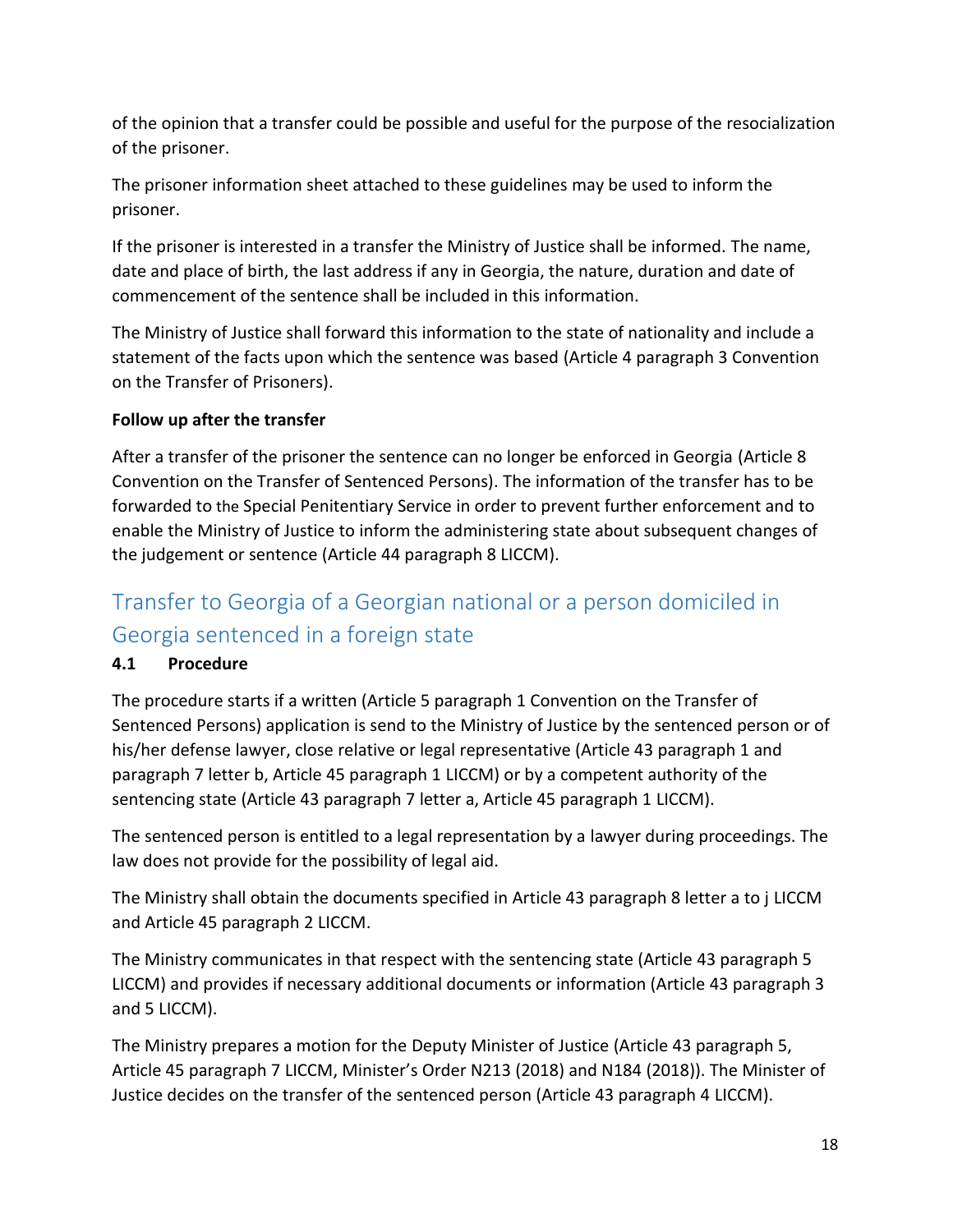of the opinion that a transfer could be possible and useful for the purpose of the resocialization of the prisoner.

The prisoner information sheet attached to these guidelines may be used to inform the prisoner.

If the prisoner is interested in a transfer the Ministry of Justice shall be informed. The name, date and place of birth, the last address if any in Georgia, the nature, duration and date of commencement of the sentence shall be included in this information.

The Ministry of Justice shall forward this information to the state of nationality and include a statement of the facts upon which the sentence was based (Article 4 paragraph 3 Convention on the Transfer of Prisoners).

**Follow up after the transfer**

After a transfer of the prisoner the sentence can no longer be enforced in Georgia (Article 8 Convention on the Transfer of Sentenced Persons). The information of the transfer has to be forwarded to the Special Penitentiary Service in order to prevent further enforcement and to enable the Ministry of Justice to inform the administering state about subsequent changes of the judgement or sentence (Article 44 paragraph 8 LICCM).

## Transfer to Georgia of a Georgian national or a person domiciled in Georgia sentenced in a foreign state

### 4.1 Procedure

The procedure starts if a written (Article 5 paragraph 1 Convention on the Transfer of Sentenced Persons) application is send to the Ministry of Justice by the sentenced person or of his/her defense lawyer, close relative or legal representative (Article 43 paragraph 1 and paragraph 7 letter b, Article 45 paragraph 1 LICCM) or by a competent authority of the sentencing state (Article 43 paragraph 7 letter a, Article 45 paragraph 1 LICCM).

The sentenced person is entitled to a legal representation by a lawyer during proceedings. The law does not provide for the possibility of legal aid.

The Ministry shall obtain the documents specified in Article 43 paragraph 8 letter a to j LICCM and Article 45 paragraph 2 LICCM.

The Ministry communicates in that respect with the sentencing state (Article 43 paragraph 5 LICCM) and provides if necessary additional documents or information (Article 43 paragraph 3 and 5 LICCM).

The Ministry prepares a motion for the Deputy Minister of Justice (Article 43 paragraph 5, Article 45 paragraph 7 LICCM, Minister's Order N213 (2018) and N184 (2018)). The Minister of Justice decides on the transfer of the sentenced person (Article 43 paragraph 4 LICCM).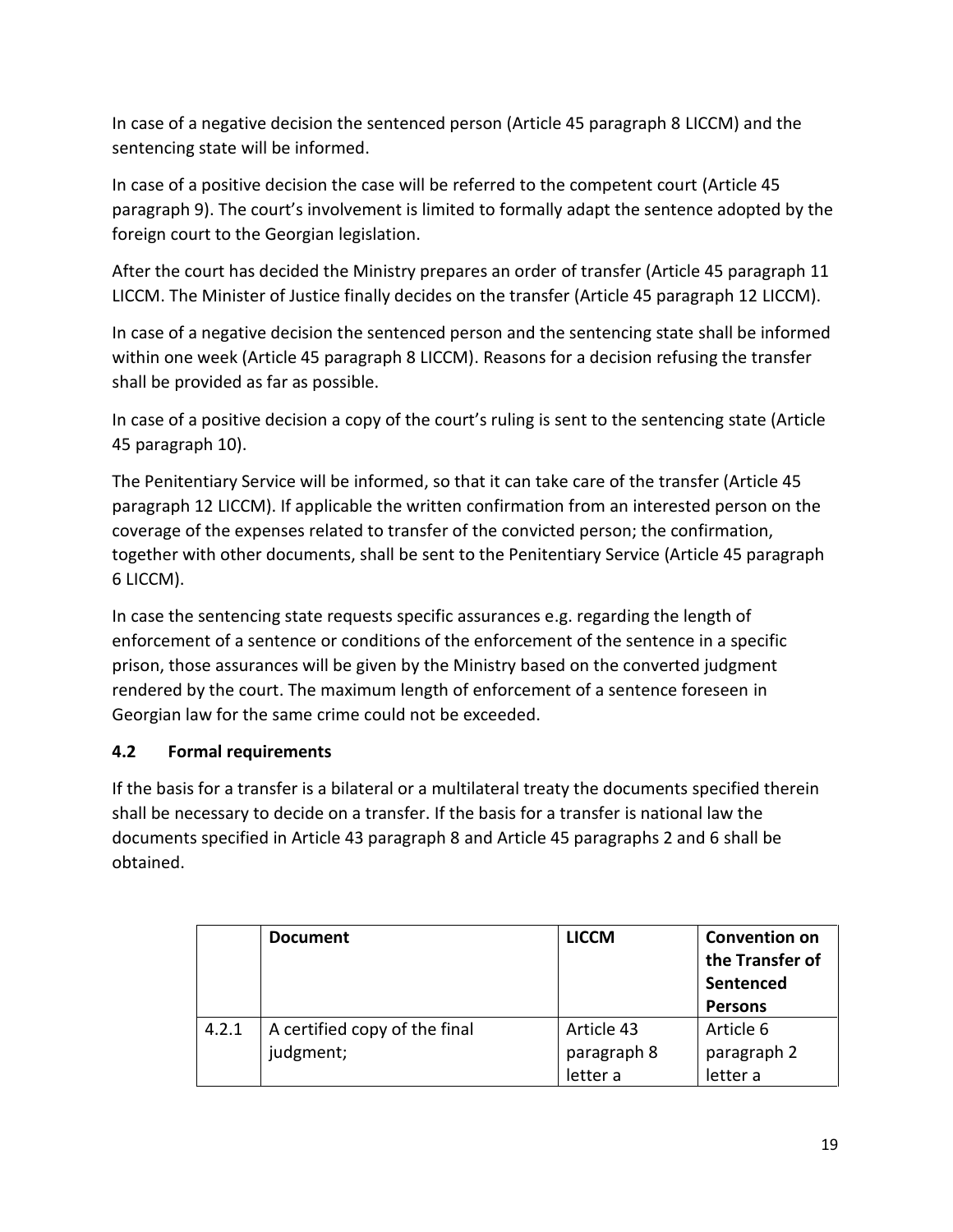In case of a negative decision the sentenced person (Article 45 paragraph 8 LICCM) and the sentencing state will be informed.

In case of a positive decision the case will be referred to the competent court (Article 45 paragraph 9). The court's involvement is limited to formally adapt the sentence adopted by the foreign court to the Georgian legislation.

After the court has decided the Ministry prepares an order of transfer (Article 45 paragraph 11 LICCM. The Minister of Justice finally decides on the transfer (Article 45 paragraph 12 LICCM).

In case of a negative decision the sentenced person and the sentencing state shall be informed within one week (Article 45 paragraph 8 LICCM). Reasons for a decision refusing the transfer shall be provided as far as possible.

In case of a positive decision a copy of the court's ruling is sent to the sentencing state (Article 45 paragraph 10).

The Penitentiary Service will be informed, so that it can take care of the transfer (Article 45 paragraph 12 LICCM). If applicable the written confirmation from an interested person on the coverage of the expenses related to transfer of the convicted person; the confirmation, together with other documents, shall be sent to the Penitentiary Service (Article 45 paragraph 6 LICCM).

In case the sentencing state requests specific assurances e.g. regarding the length of enforcement of a sentence or conditions of the enforcement of the sentence in a specific prison, those assurances will be given by the Ministry based on the converted judgment rendered by the court. The maximum length of enforcement of a sentence foreseen in Georgian law for the same crime could not be exceeded.

### 4.2 Formal requirements

If the basis for a transfer is a bilateral or a multilateral treaty the documents specified therein shall be necessary to decide on a transfer. If the basis for a transfer is national law the documents specified in Article 43 paragraph 8 and Article 45 paragraphs 2 and 6 shall be obtained.

| | **Document** | **LICCM** | **Convention on the Transfer of Sentenced Persons** |
|---|---|---|---|
| 4.2.1 | A certified copy of the final judgment; | Article 43 paragraph 8 letter a | Article 6 paragraph 2 letter a |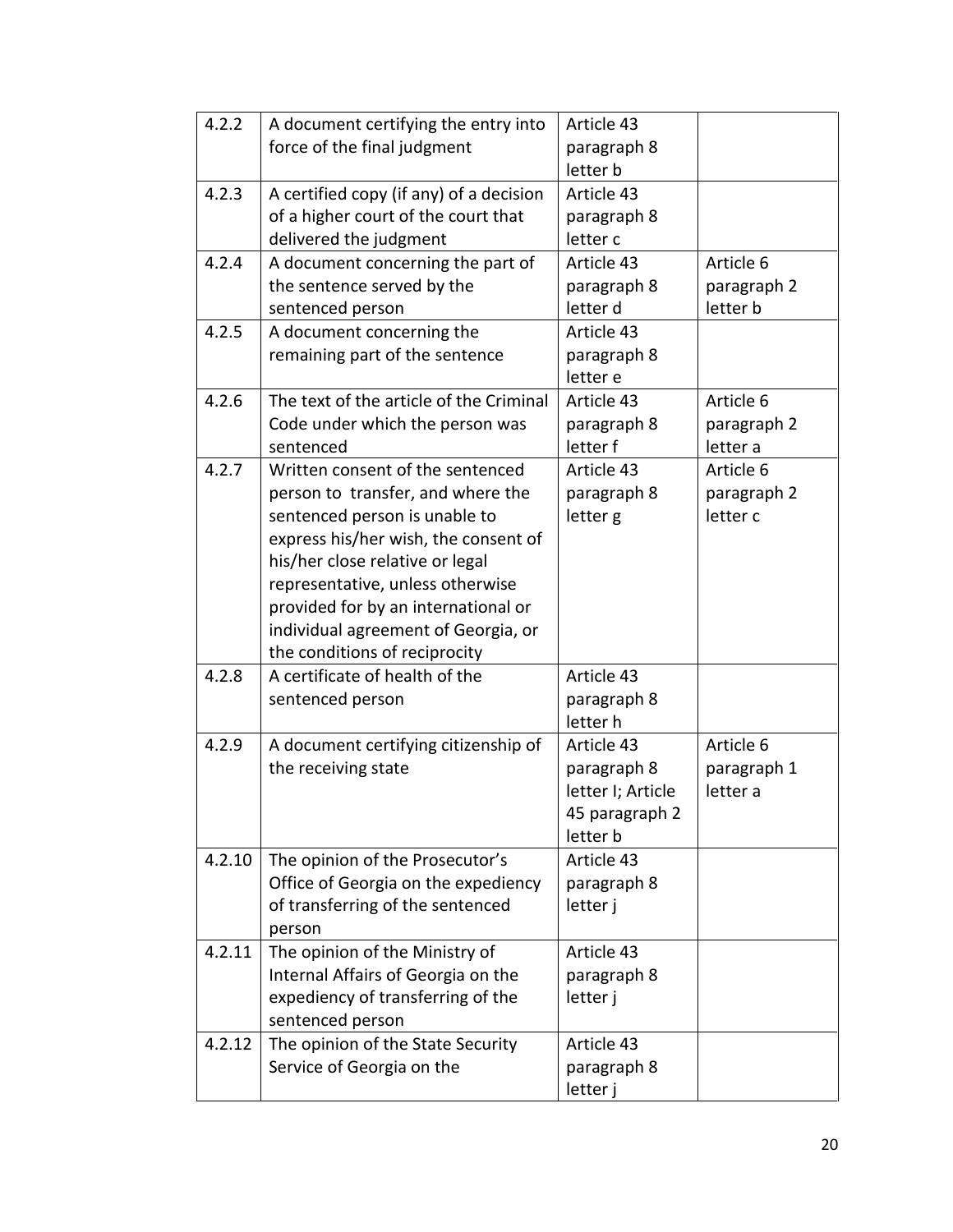| 4.2.2 | A document certifying the entry into force of the final judgment | Article 43 paragraph 8 letter b | |
|---|---|---|---|
| 4.2.3 | A certified copy (if any) of a decision of a higher court of the court that delivered the judgment | Article 43 paragraph 8 letter c | |
| 4.2.4 | A document concerning the part of the sentence served by the sentenced person | Article 43 paragraph 8 letter d | Article 6 paragraph 2 letter b |
| 4.2.5 | A document concerning the remaining part of the sentence | Article 43 paragraph 8 letter e | |
| 4.2.6 | The text of the article of the Criminal Code under which the person was sentenced | Article 43 paragraph 8 letter f | Article 6 paragraph 2 letter a |
| 4.2.7 | Written consent of the sentenced person to transfer, and where the sentenced person is unable to express his/her wish, the consent of his/her close relative or legal representative, unless otherwise provided for by an international or individual agreement of Georgia, or the conditions of reciprocity | Article 43 paragraph 8 letter g | Article 6 paragraph 2 letter c |
| 4.2.8 | A certificate of health of the sentenced person | Article 43 paragraph 8 letter h | |
| 4.2.9 | A document certifying citizenship of the receiving state | Article 43 paragraph 8 letter I; Article 45 paragraph 2 letter b | Article 6 paragraph 1 letter a |
| 4.2.10 | The opinion of the Prosecutor's Office of Georgia on the expediency of transferring of the sentenced person | Article 43 paragraph 8 letter j | |
| 4.2.11 | The opinion of the Ministry of Internal Affairs of Georgia on the expediency of transferring of the sentenced person | Article 43 paragraph 8 letter j | |
| 4.2.12 | The opinion of the State Security Service of Georgia on the | Article 43 paragraph 8 letter j | |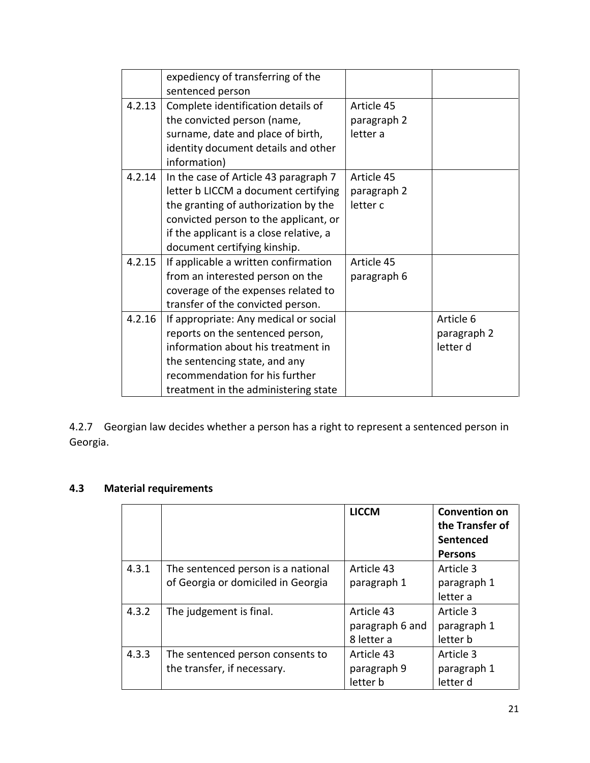| | | | |
|---|---|---|---|
| | expediency of transferring of the sentenced person | | |
| 4.2.13 | Complete identification details of the convicted person (name, surname, date and place of birth, identity document details and other information) | Article 45 paragraph 2 letter a | |
| 4.2.14 | In the case of Article 43 paragraph 7 letter b LICCM a document certifying the granting of authorization by the convicted person to the applicant, or if the applicant is a close relative, a document certifying kinship. | Article 45 paragraph 2 letter c | |
| 4.2.15 | If applicable a written confirmation from an interested person on the coverage of the expenses related to transfer of the convicted person. | Article 45 paragraph 6 | |
| 4.2.16 | If appropriate: Any medical or social reports on the sentenced person, information about his treatment in the sentencing state, and any recommendation for his further treatment in the administering state | | Article 6 paragraph 2 letter d |

4.2.7 Georgian law decides whether a person has a right to represent a sentenced person in Georgia.

### 4.3 Material requirements

| | | **LICCM** | **Convention on the Transfer of Sentenced Persons** |
|---|---|---|---|
| 4.3.1 | The sentenced person is a national of Georgia or domiciled in Georgia | Article 43 paragraph 1 | Article 3 paragraph 1 letter a |
| 4.3.2 | The judgement is final. | Article 43 paragraph 6 and 8 letter a | Article 3 paragraph 1 letter b |
| 4.3.3 | The sentenced person consents to the transfer, if necessary. | Article 43 paragraph 9 letter b | Article 3 paragraph 1 letter d |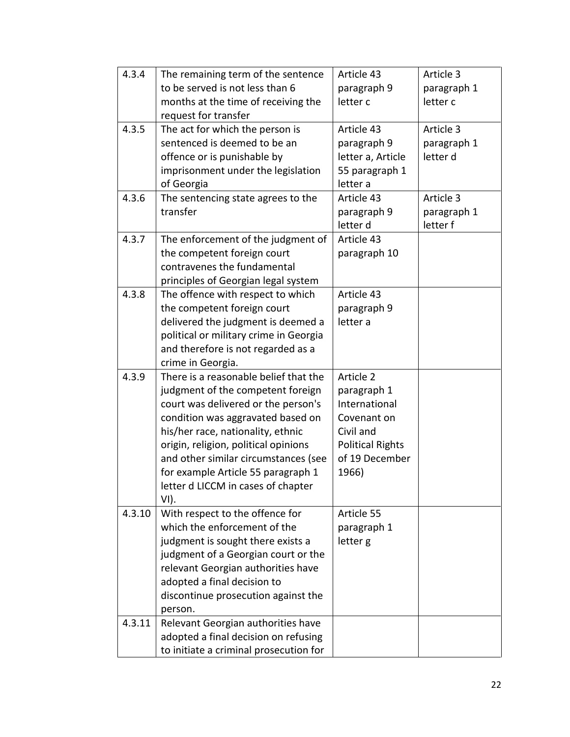| | | | |
|---|---|---|---|
| 4.3.4 | The remaining term of the sentence to be served is not less than 6 months at the time of receiving the request for transfer | Article 43 paragraph 9 letter c | Article 3 paragraph 1 letter c |
| 4.3.5 | The act for which the person is sentenced is deemed to be an offence or is punishable by imprisonment under the legislation of Georgia | Article 43 paragraph 9 letter a, Article 55 paragraph 1 letter a | Article 3 paragraph 1 letter d |
| 4.3.6 | The sentencing state agrees to the transfer | Article 43 paragraph 9 letter d | Article 3 paragraph 1 letter f |
| 4.3.7 | The enforcement of the judgment of the competent foreign court contravenes the fundamental principles of Georgian legal system | Article 43 paragraph 10 | |
| 4.3.8 | The offence with respect to which the competent foreign court delivered the judgment is deemed a political or military crime in Georgia and therefore is not regarded as a crime in Georgia. | Article 43 paragraph 9 letter a | |
| 4.3.9 | There is a reasonable belief that the judgment of the competent foreign court was delivered or the person's condition was aggravated based on his/her race, nationality, ethnic origin, religion, political opinions and other similar circumstances (see for example Article 55 paragraph 1 letter d LICCM in cases of chapter VI). | Article 2 paragraph 1 International Covenant on Civil and Political Rights of 19 December 1966) | |
| 4.3.10 | With respect to the offence for which the enforcement of the judgment is sought there exists a judgment of a Georgian court or the relevant Georgian authorities have adopted a final decision to discontinue prosecution against the person. | Article 55 paragraph 1 letter g | |
| 4.3.11 | Relevant Georgian authorities have adopted a final decision on refusing to initiate a criminal prosecution for | | |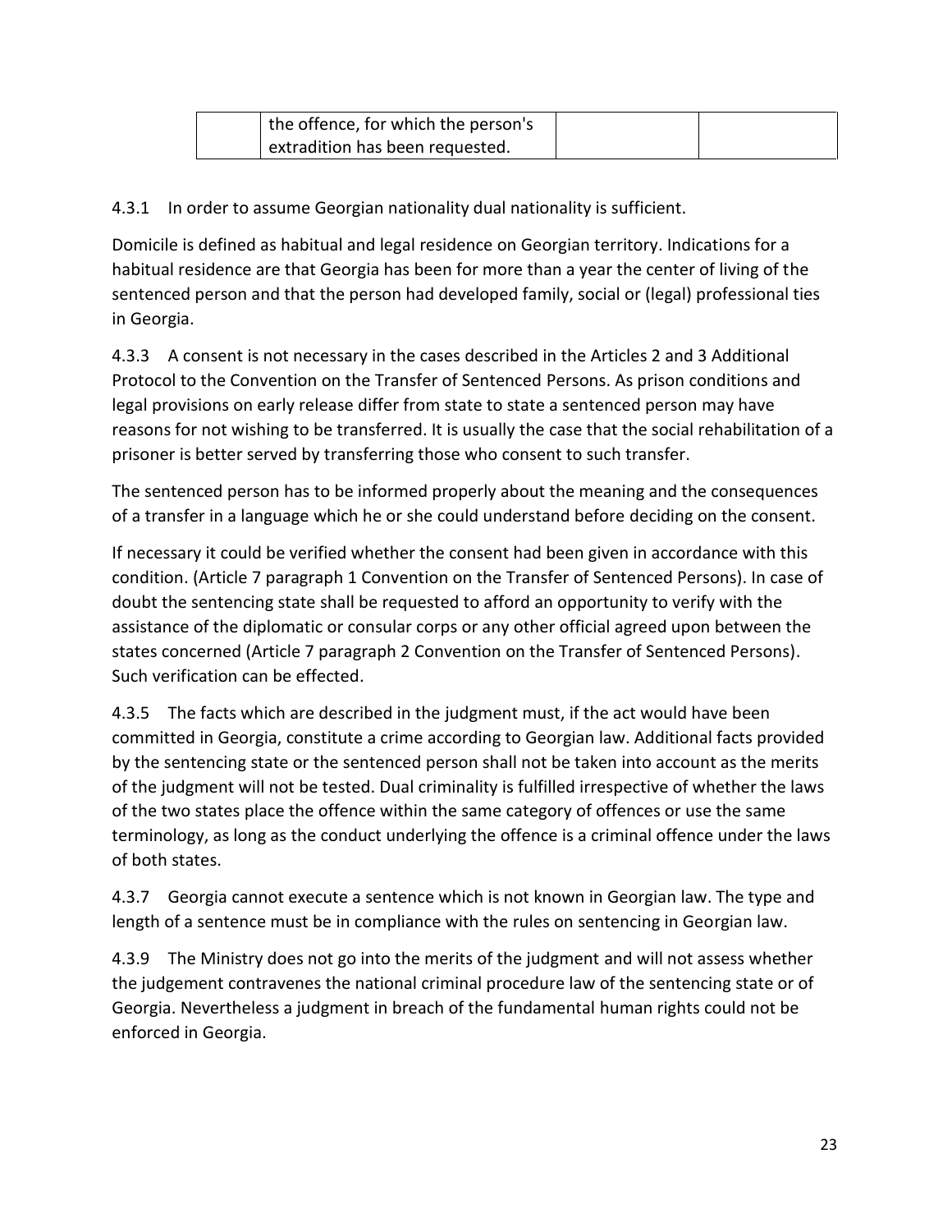| | the offence, for which the person's extradition has been requested. | | |
|---|---|---|---|

4.3.1 In order to assume Georgian nationality dual nationality is sufficient.

Domicile is defined as habitual and legal residence on Georgian territory. Indications for a habitual residence are that Georgia has been for more than a year the center of living of the sentenced person and that the person had developed family, social or (legal) professional ties in Georgia.

4.3.3 A consent is not necessary in the cases described in the Articles 2 and 3 Additional Protocol to the Convention on the Transfer of Sentenced Persons. As prison conditions and legal provisions on early release differ from state to state a sentenced person may have reasons for not wishing to be transferred. It is usually the case that the social rehabilitation of a prisoner is better served by transferring those who consent to such transfer.

The sentenced person has to be informed properly about the meaning and the consequences of a transfer in a language which he or she could understand before deciding on the consent.

If necessary it could be verified whether the consent had been given in accordance with this condition. (Article 7 paragraph 1 Convention on the Transfer of Sentenced Persons). In case of doubt the sentencing state shall be requested to afford an opportunity to verify with the assistance of the diplomatic or consular corps or any other official agreed upon between the states concerned (Article 7 paragraph 2 Convention on the Transfer of Sentenced Persons). Such verification can be effected.

4.3.5 The facts which are described in the judgment must, if the act would have been committed in Georgia, constitute a crime according to Georgian law. Additional facts provided by the sentencing state or the sentenced person shall not be taken into account as the merits of the judgment will not be tested. Dual criminality is fulfilled irrespective of whether the laws of the two states place the offence within the same category of offences or use the same terminology, as long as the conduct underlying the offence is a criminal offence under the laws of both states.

4.3.7 Georgia cannot execute a sentence which is not known in Georgian law. The type and length of a sentence must be in compliance with the rules on sentencing in Georgian law.

4.3.9 The Ministry does not go into the merits of the judgment and will not assess whether the judgement contravenes the national criminal procedure law of the sentencing state or of Georgia. Nevertheless a judgment in breach of the fundamental human rights could not be enforced in Georgia.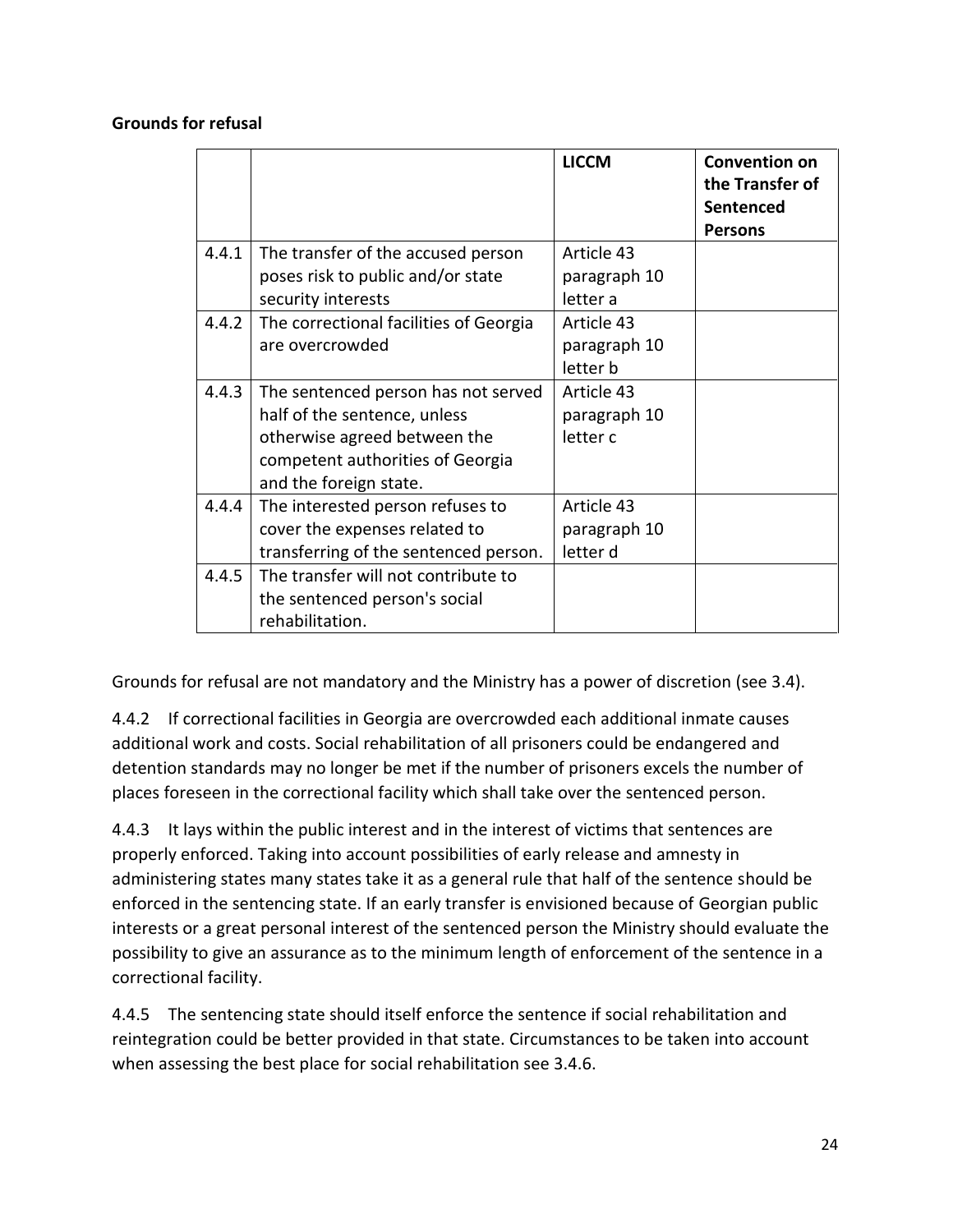**Grounds for refusal**

| | | LICCM | Convention on the Transfer of Sentenced Persons |
|---|---|---|---|
| 4.4.1 | The transfer of the accused person poses risk to public and/or state security interests | Article 43 paragraph 10 letter a | |
| 4.4.2 | The correctional facilities of Georgia are overcrowded | Article 43 paragraph 10 letter b | |
| 4.4.3 | The sentenced person has not served half of the sentence, unless otherwise agreed between the competent authorities of Georgia and the foreign state. | Article 43 paragraph 10 letter c | |
| 4.4.4 | The interested person refuses to cover the expenses related to transferring of the sentenced person. | Article 43 paragraph 10 letter d | |
| 4.4.5 | The transfer will not contribute to the sentenced person's social rehabilitation. | | |

Grounds for refusal are not mandatory and the Ministry has a power of discretion (see 3.4).

4.4.2 If correctional facilities in Georgia are overcrowded each additional inmate causes additional work and costs. Social rehabilitation of all prisoners could be endangered and detention standards may no longer be met if the number of prisoners excels the number of places foreseen in the correctional facility which shall take over the sentenced person.

4.4.3 It lays within the public interest and in the interest of victims that sentences are properly enforced. Taking into account possibilities of early release and amnesty in administering states many states take it as a general rule that half of the sentence should be enforced in the sentencing state. If an early transfer is envisioned because of Georgian public interests or a great personal interest of the sentenced person the Ministry should evaluate the possibility to give an assurance as to the minimum length of enforcement of the sentence in a correctional facility.

4.4.5 The sentencing state should itself enforce the sentence if social rehabilitation and reintegration could be better provided in that state. Circumstances to be taken into account when assessing the best place for social rehabilitation see 3.4.6.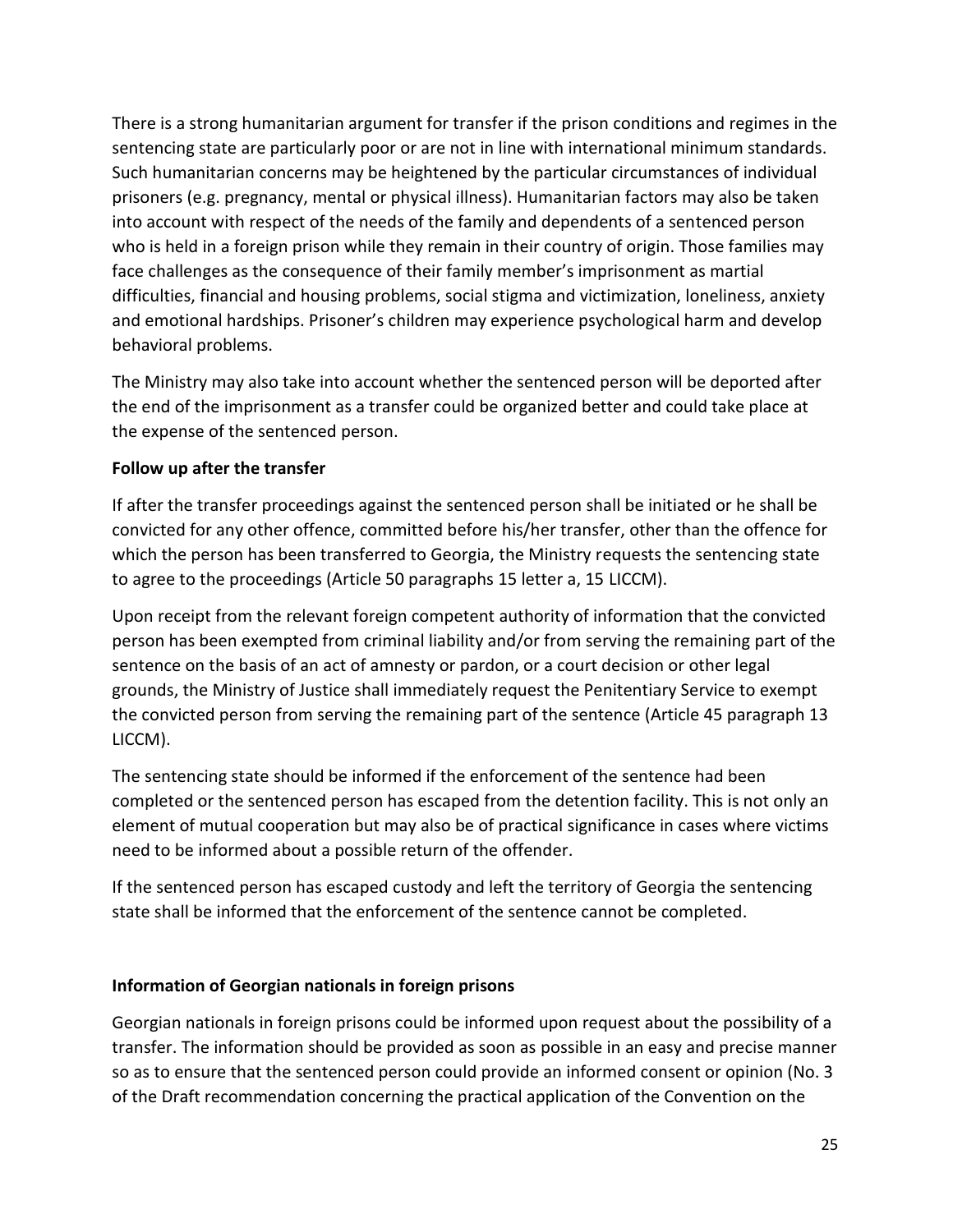There is a strong humanitarian argument for transfer if the prison conditions and regimes in the sentencing state are particularly poor or are not in line with international minimum standards. Such humanitarian concerns may be heightened by the particular circumstances of individual prisoners (e.g. pregnancy, mental or physical illness). Humanitarian factors may also be taken into account with respect of the needs of the family and dependents of a sentenced person who is held in a foreign prison while they remain in their country of origin. Those families may face challenges as the consequence of their family member's imprisonment as martial difficulties, financial and housing problems, social stigma and victimization, loneliness, anxiety and emotional hardships. Prisoner's children may experience psychological harm and develop behavioral problems.

The Ministry may also take into account whether the sentenced person will be deported after the end of the imprisonment as a transfer could be organized better and could take place at the expense of the sentenced person.

**Follow up after the transfer**

If after the transfer proceedings against the sentenced person shall be initiated or he shall be convicted for any other offence, committed before his/her transfer, other than the offence for which the person has been transferred to Georgia, the Ministry requests the sentencing state to agree to the proceedings (Article 50 paragraphs 15 letter a, 15 LICCM).

Upon receipt from the relevant foreign competent authority of information that the convicted person has been exempted from criminal liability and/or from serving the remaining part of the sentence on the basis of an act of amnesty or pardon, or a court decision or other legal grounds, the Ministry of Justice shall immediately request the Penitentiary Service to exempt the convicted person from serving the remaining part of the sentence (Article 45 paragraph 13 LICCM).

The sentencing state should be informed if the enforcement of the sentence had been completed or the sentenced person has escaped from the detention facility. This is not only an element of mutual cooperation but may also be of practical significance in cases where victims need to be informed about a possible return of the offender.

If the sentenced person has escaped custody and left the territory of Georgia the sentencing state shall be informed that the enforcement of the sentence cannot be completed.

**Information of Georgian nationals in foreign prisons**

Georgian nationals in foreign prisons could be informed upon request about the possibility of a transfer. The information should be provided as soon as possible in an easy and precise manner so as to ensure that the sentenced person could provide an informed consent or opinion (No. 3 of the Draft recommendation concerning the practical application of the Convention on the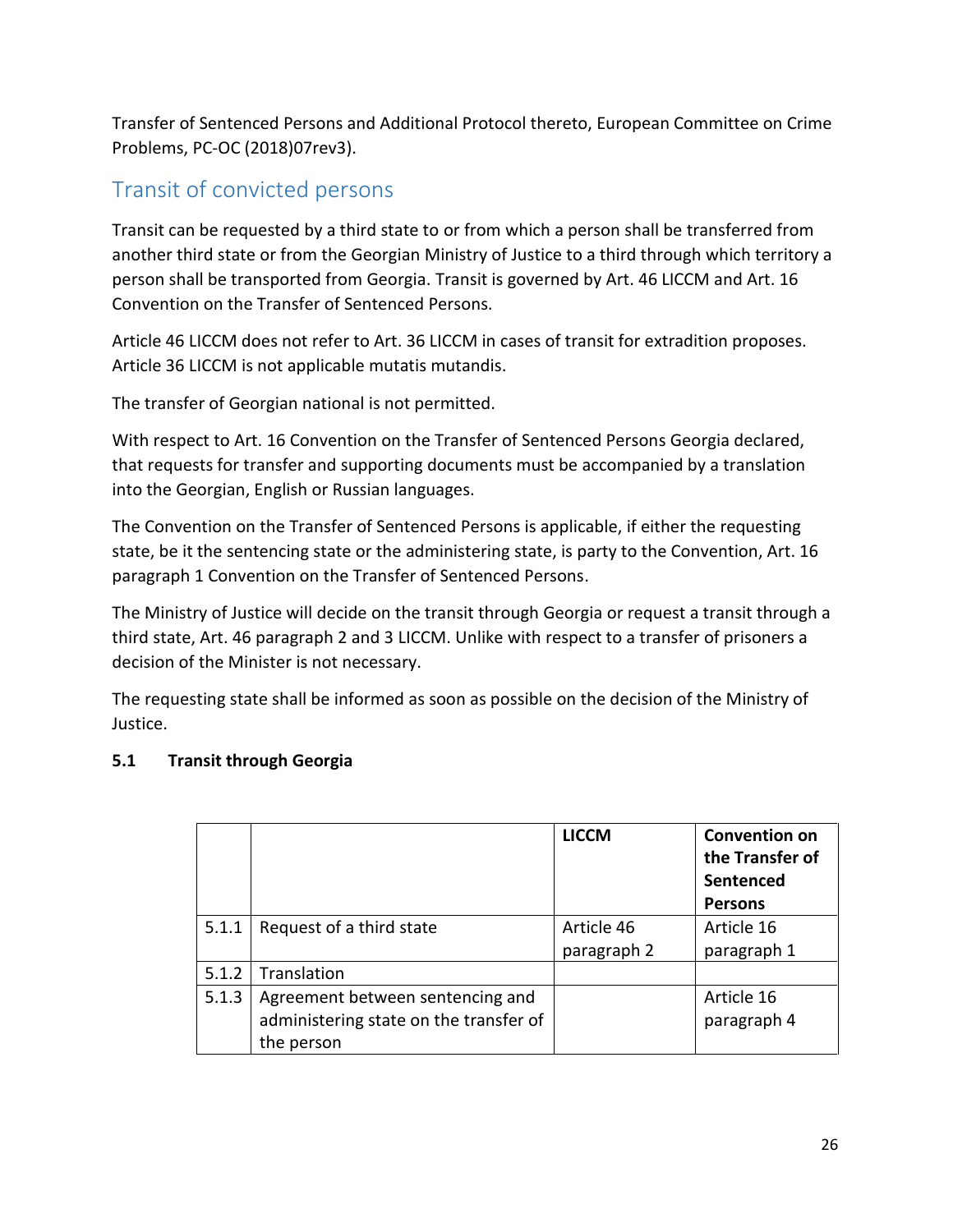Transfer of Sentenced Persons and Additional Protocol thereto, European Committee on Crime Problems, PC-OC (2018)07rev3).

## Transit of convicted persons

Transit can be requested by a third state to or from which a person shall be transferred from another third state or from the Georgian Ministry of Justice to a third through which territory a person shall be transported from Georgia. Transit is governed by Art. 46 LICCM and Art. 16 Convention on the Transfer of Sentenced Persons.

Article 46 LICCM does not refer to Art. 36 LICCM in cases of transit for extradition proposes. Article 36 LICCM is not applicable mutatis mutandis.

The transfer of Georgian national is not permitted.

With respect to Art. 16 Convention on the Transfer of Sentenced Persons Georgia declared, that requests for transfer and supporting documents must be accompanied by a translation into the Georgian, English or Russian languages.

The Convention on the Transfer of Sentenced Persons is applicable, if either the requesting state, be it the sentencing state or the administering state, is party to the Convention, Art. 16 paragraph 1 Convention on the Transfer of Sentenced Persons.

The Ministry of Justice will decide on the transit through Georgia or request a transit through a third state, Art. 46 paragraph 2 and 3 LICCM. Unlike with respect to a transfer of prisoners a decision of the Minister is not necessary.

The requesting state shall be informed as soon as possible on the decision of the Ministry of Justice.

### 5.1 Transit through Georgia

| | | **LICCM** | **Convention on the Transfer of Sentenced Persons** |
|---|---|---|---|
| 5.1.1 | Request of a third state | Article 46 paragraph 2 | Article 16 paragraph 1 |
| 5.1.2 | Translation | | |
| 5.1.3 | Agreement between sentencing and administering state on the transfer of the person | | Article 16 paragraph 4 |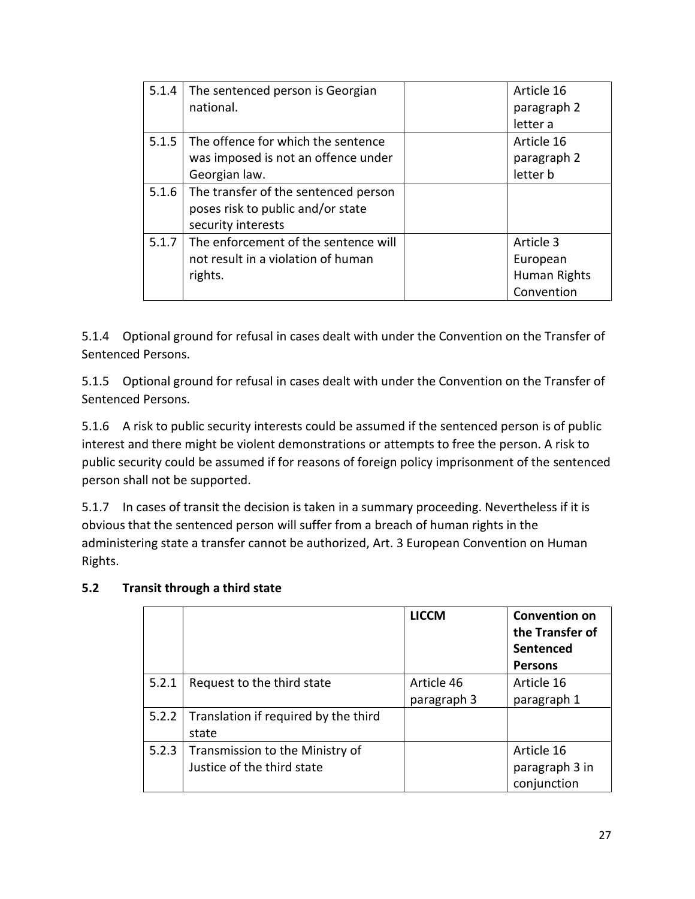| | | | |
|---|---|---|---|
| 5.1.4 | The sentenced person is Georgian national. | | Article 16 paragraph 2 letter a |
| 5.1.5 | The offence for which the sentence was imposed is not an offence under Georgian law. | | Article 16 paragraph 2 letter b |
| 5.1.6 | The transfer of the sentenced person poses risk to public and/or state security interests | | |
| 5.1.7 | The enforcement of the sentence will not result in a violation of human rights. | | Article 3 European Human Rights Convention |

5.1.4 Optional ground for refusal in cases dealt with under the Convention on the Transfer of Sentenced Persons.

5.1.5 Optional ground for refusal in cases dealt with under the Convention on the Transfer of Sentenced Persons.

5.1.6 A risk to public security interests could be assumed if the sentenced person is of public interest and there might be violent demonstrations or attempts to free the person. A risk to public security could be assumed if for reasons of foreign policy imprisonment of the sentenced person shall not be supported.

5.1.7 In cases of transit the decision is taken in a summary proceeding. Nevertheless if it is obvious that the sentenced person will suffer from a breach of human rights in the administering state a transfer cannot be authorized, Art. 3 European Convention on Human Rights.

## 5.2 Transit through a third state

| | | LICCM | Convention on the Transfer of Sentenced Persons |
|---|---|---|---|
| 5.2.1 | Request to the third state | Article 46 paragraph 3 | Article 16 paragraph 1 |
| 5.2.2 | Translation if required by the third state | | |
| 5.2.3 | Transmission to the Ministry of Justice of the third state | | Article 16 paragraph 3 in conjunction |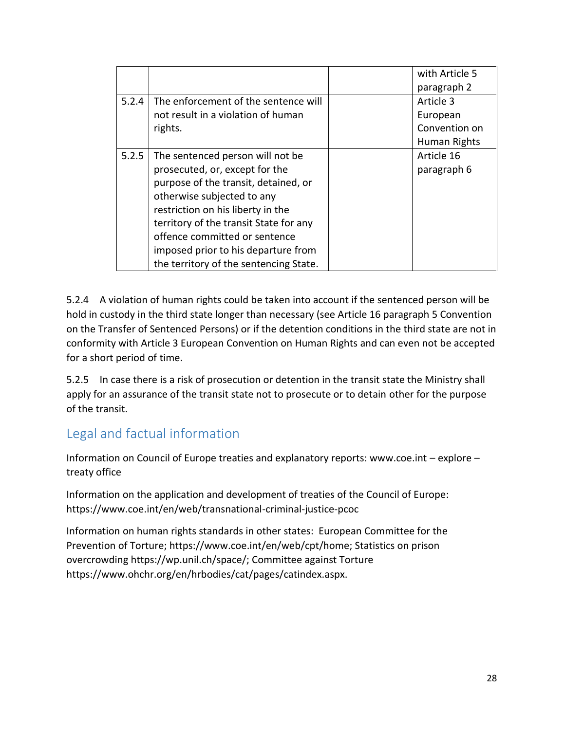| | | | |
|---|---|---|---|
| | | | with Article 5 paragraph 2 |
| 5.2.4 | The enforcement of the sentence will not result in a violation of human rights. | | Article 3 European Convention on Human Rights |
| 5.2.5 | The sentenced person will not be prosecuted, or, except for the purpose of the transit, detained, or otherwise subjected to any restriction on his liberty in the territory of the transit State for any offence committed or sentence imposed prior to his departure from the territory of the sentencing State. | | Article 16 paragraph 6 |

5.2.4 A violation of human rights could be taken into account if the sentenced person will be hold in custody in the third state longer than necessary (see Article 16 paragraph 5 Convention on the Transfer of Sentenced Persons) or if the detention conditions in the third state are not in conformity with Article 3 European Convention on Human Rights and can even not be accepted for a short period of time.

5.2.5 In case there is a risk of prosecution or detention in the transit state the Ministry shall apply for an assurance of the transit state not to prosecute or to detain other for the purpose of the transit.

## Legal and factual information

Information on Council of Europe treaties and explanatory reports: www.coe.int – explore – treaty office

Information on the application and development of treaties of the Council of Europe: https://www.coe.int/en/web/transnational-criminal-justice-pcoc

Information on human rights standards in other states: European Committee for the Prevention of Torture; https://www.coe.int/en/web/cpt/home; Statistics on prison overcrowding https://wp.unil.ch/space/; Committee against Torture https://www.ohchr.org/en/hrbodies/cat/pages/catindex.aspx.